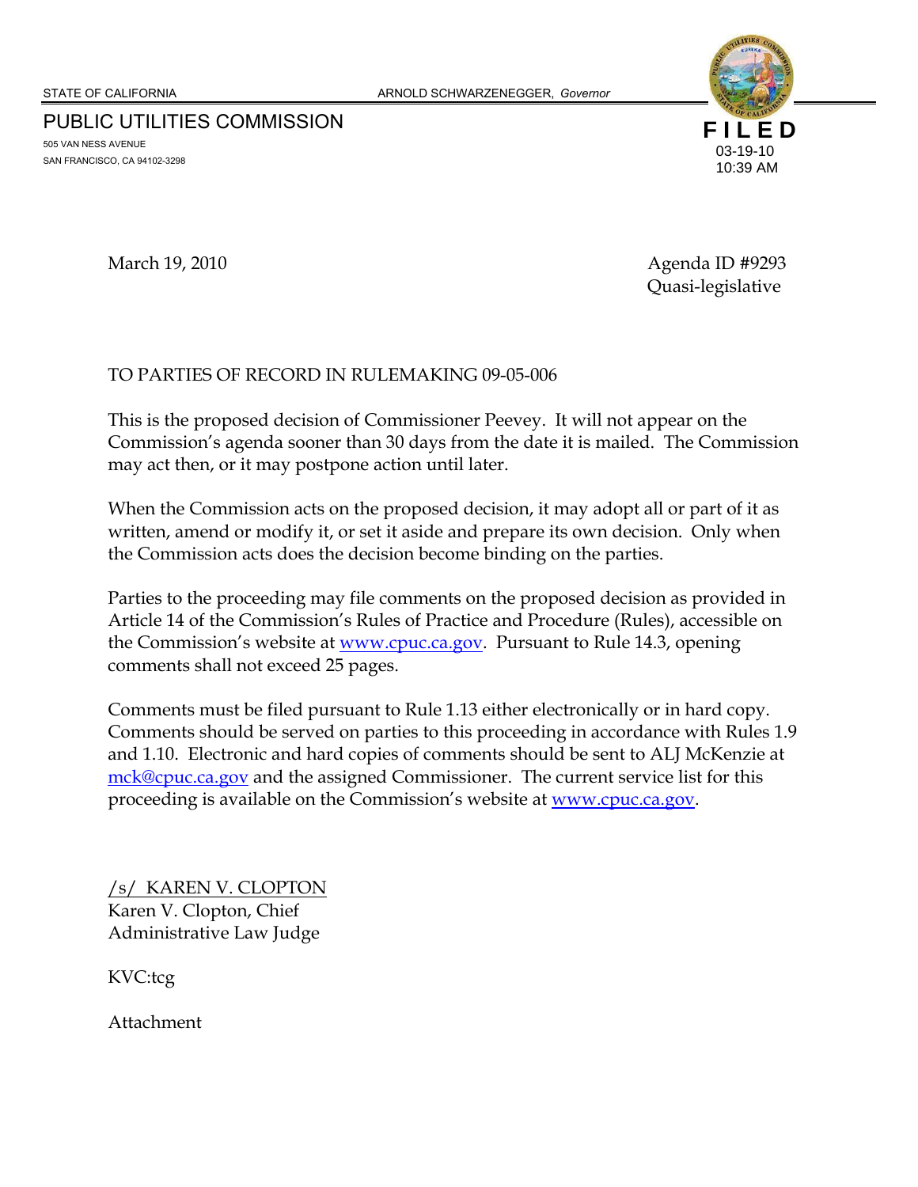STATE OF CALIFORNIA ARNOLD SCHWARZENEGGER, *Governor*

PUBLIC UTILITIES COMMISSION
505 VAN NESS AVENUE
SAN FRANCISCO, CA 94102-3298

**FILED**
03-19-10
10:39 AM

March 19, 2010

Agenda ID #9293
Quasi-legislative

TO PARTIES OF RECORD IN RULEMAKING 09-05-006

This is the proposed decision of Commissioner Peevey. It will not appear on the Commission's agenda sooner than 30 days from the date it is mailed. The Commission may act then, or it may postpone action until later.

When the Commission acts on the proposed decision, it may adopt all or part of it as written, amend or modify it, or set it aside and prepare its own decision. Only when the Commission acts does the decision become binding on the parties.

Parties to the proceeding may file comments on the proposed decision as provided in Article 14 of the Commission's Rules of Practice and Procedure (Rules), accessible on the Commission's website at www.cpuc.ca.gov. Pursuant to Rule 14.3, opening comments shall not exceed 25 pages.

Comments must be filed pursuant to Rule 1.13 either electronically or in hard copy. Comments should be served on parties to this proceeding in accordance with Rules 1.9 and 1.10. Electronic and hard copies of comments should be sent to ALJ McKenzie at mck@cpuc.ca.gov and the assigned Commissioner. The current service list for this proceeding is available on the Commission's website at www.cpuc.ca.gov.

/s/ KAREN V. CLOPTON
Karen V. Clopton, Chief
Administrative Law Judge

KVC:tcg

Attachment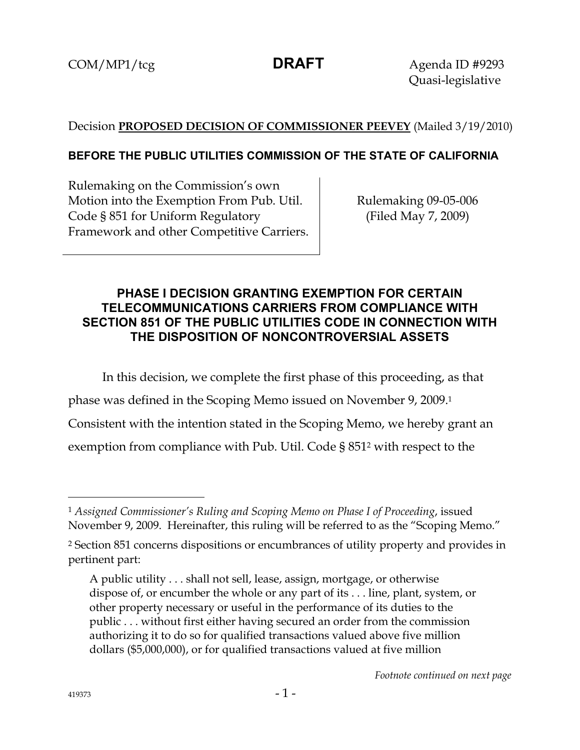COM/MP1/tcg **DRAFT** Agenda ID #9293
Quasi-legislative

Decision **PROPOSED DECISION OF COMMISSIONER PEEVEY** (Mailed 3/19/2010)

**BEFORE THE PUBLIC UTILITIES COMMISSION OF THE STATE OF CALIFORNIA**

| | |
|---|---|
| Rulemaking on the Commission's own Motion into the Exemption From Pub. Util. Code § 851 for Uniform Regulatory Framework and other Competitive Carriers. | Rulemaking 09-05-006 (Filed May 7, 2009) |

## PHASE I DECISION GRANTING EXEMPTION FOR CERTAIN TELECOMMUNICATIONS CARRIERS FROM COMPLIANCE WITH SECTION 851 OF THE PUBLIC UTILITIES CODE IN CONNECTION WITH THE DISPOSITION OF NONCONTROVERSIAL ASSETS

In this decision, we complete the first phase of this proceeding, as that phase was defined in the Scoping Memo issued on November 9, 2009.[1] Consistent with the intention stated in the Scoping Memo, we hereby grant an exemption from compliance with Pub. Util. Code § 851[2] with respect to the

---

[1] *Assigned Commissioner's Ruling and Scoping Memo on Phase I of Proceeding*, issued November 9, 2009. Hereinafter, this ruling will be referred to as the "Scoping Memo."

[2] Section 851 concerns dispositions or encumbrances of utility property and provides in pertinent part:

> A public utility . . . shall not sell, lease, assign, mortgage, or otherwise dispose of, or encumber the whole or any part of its . . . line, plant, system, or other property necessary or useful in the performance of its duties to the public . . . without first either having secured an order from the commission authorizing it to do so for qualified transactions valued above five million dollars ($5,000,000), or for qualified transactions valued at five million

*Footnote continued on next page*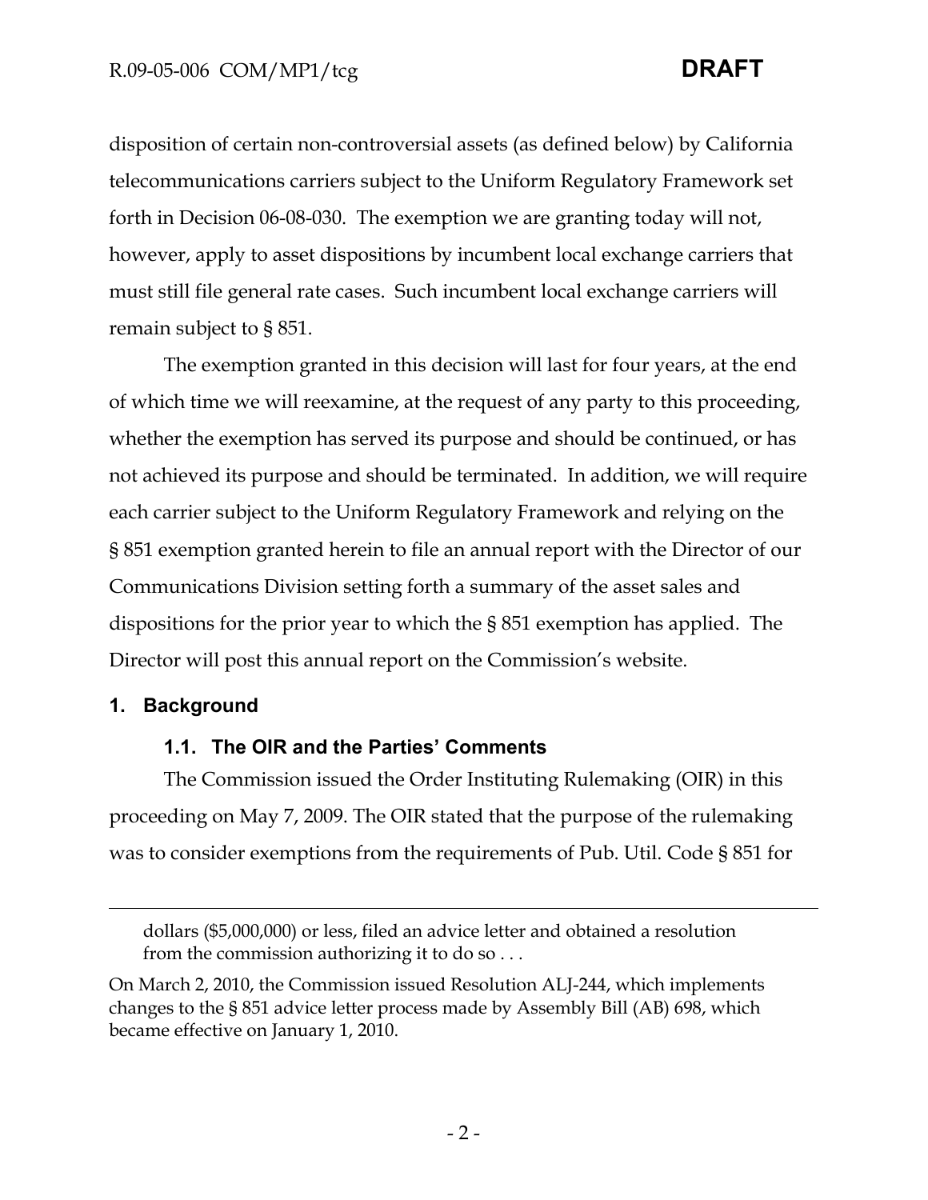disposition of certain non-controversial assets (as defined below) by California telecommunications carriers subject to the Uniform Regulatory Framework set forth in Decision 06-08-030. The exemption we are granting today will not, however, apply to asset dispositions by incumbent local exchange carriers that must still file general rate cases. Such incumbent local exchange carriers will remain subject to § 851.

The exemption granted in this decision will last for four years, at the end of which time we will reexamine, at the request of any party to this proceeding, whether the exemption has served its purpose and should be continued, or has not achieved its purpose and should be terminated. In addition, we will require each carrier subject to the Uniform Regulatory Framework and relying on the § 851 exemption granted herein to file an annual report with the Director of our Communications Division setting forth a summary of the asset sales and dispositions for the prior year to which the § 851 exemption has applied. The Director will post this annual report on the Commission's website.

## 1. Background

### 1.1. The OIR and the Parties' Comments

The Commission issued the Order Instituting Rulemaking (OIR) in this proceeding on May 7, 2009. The OIR stated that the purpose of the rulemaking was to consider exemptions from the requirements of Pub. Util. Code § 851 for

---

> dollars ($5,000,000) or less, filed an advice letter and obtained a resolution from the commission authorizing it to do so . . .

On March 2, 2010, the Commission issued Resolution ALJ-244, which implements changes to the § 851 advice letter process made by Assembly Bill (AB) 698, which became effective on January 1, 2010.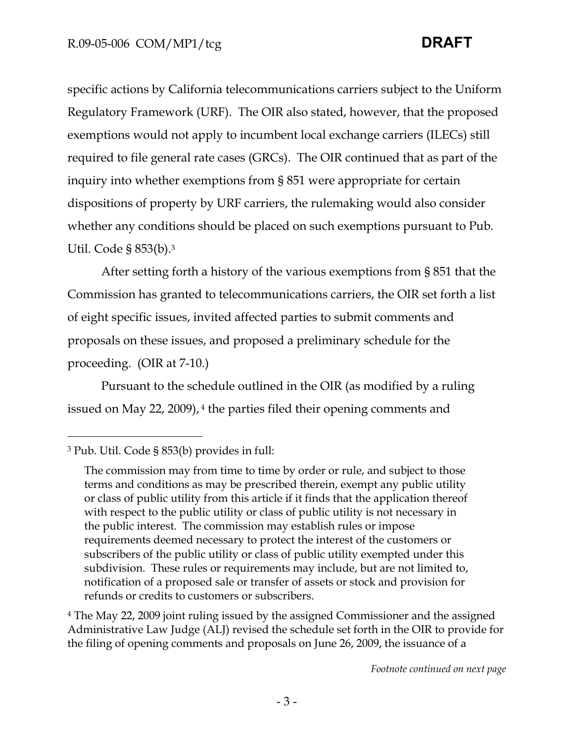specific actions by California telecommunications carriers subject to the Uniform Regulatory Framework (URF). The OIR also stated, however, that the proposed exemptions would not apply to incumbent local exchange carriers (ILECs) still required to file general rate cases (GRCs). The OIR continued that as part of the inquiry into whether exemptions from § 851 were appropriate for certain dispositions of property by URF carriers, the rulemaking would also consider whether any conditions should be placed on such exemptions pursuant to Pub. Util. Code § 853(b).[3]

After setting forth a history of the various exemptions from § 851 that the Commission has granted to telecommunications carriers, the OIR set forth a list of eight specific issues, invited affected parties to submit comments and proposals on these issues, and proposed a preliminary schedule for the proceeding. (OIR at 7-10.)

Pursuant to the schedule outlined in the OIR (as modified by a ruling issued on May 22, 2009),[4] the parties filed their opening comments and

---

[3] Pub. Util. Code § 853(b) provides in full:

> The commission may from time to time by order or rule, and subject to those terms and conditions as may be prescribed therein, exempt any public utility or class of public utility from this article if it finds that the application thereof with respect to the public utility or class of public utility is not necessary in the public interest. The commission may establish rules or impose requirements deemed necessary to protect the interest of the customers or subscribers of the public utility or class of public utility exempted under this subdivision. These rules or requirements may include, but are not limited to, notification of a proposed sale or transfer of assets or stock and provision for refunds or credits to customers or subscribers.

[4] The May 22, 2009 joint ruling issued by the assigned Commissioner and the assigned Administrative Law Judge (ALJ) revised the schedule set forth in the OIR to provide for the filing of opening comments and proposals on June 26, 2009, the issuance of a

*Footnote continued on next page*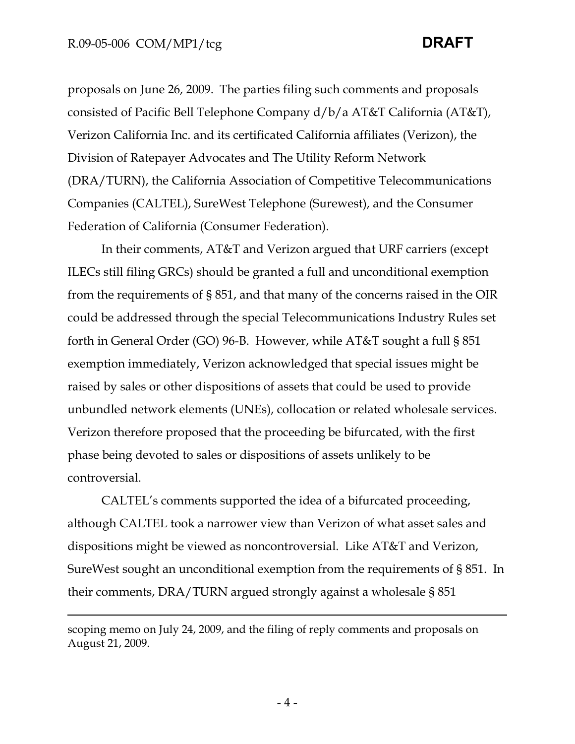proposals on June 26, 2009. The parties filing such comments and proposals consisted of Pacific Bell Telephone Company d/b/a AT&T California (AT&T), Verizon California Inc. and its certificated California affiliates (Verizon), the Division of Ratepayer Advocates and The Utility Reform Network (DRA/TURN), the California Association of Competitive Telecommunications Companies (CALTEL), SureWest Telephone (Surewest), and the Consumer Federation of California (Consumer Federation).

In their comments, AT&T and Verizon argued that URF carriers (except ILECs still filing GRCs) should be granted a full and unconditional exemption from the requirements of § 851, and that many of the concerns raised in the OIR could be addressed through the special Telecommunications Industry Rules set forth in General Order (GO) 96-B. However, while AT&T sought a full § 851 exemption immediately, Verizon acknowledged that special issues might be raised by sales or other dispositions of assets that could be used to provide unbundled network elements (UNEs), collocation or related wholesale services. Verizon therefore proposed that the proceeding be bifurcated, with the first phase being devoted to sales or dispositions of assets unlikely to be controversial.

CALTEL's comments supported the idea of a bifurcated proceeding, although CALTEL took a narrower view than Verizon of what asset sales and dispositions might be viewed as noncontroversial. Like AT&T and Verizon, SureWest sought an unconditional exemption from the requirements of § 851. In their comments, DRA/TURN argued strongly against a wholesale § 851

---

scoping memo on July 24, 2009, and the filing of reply comments and proposals on August 21, 2009.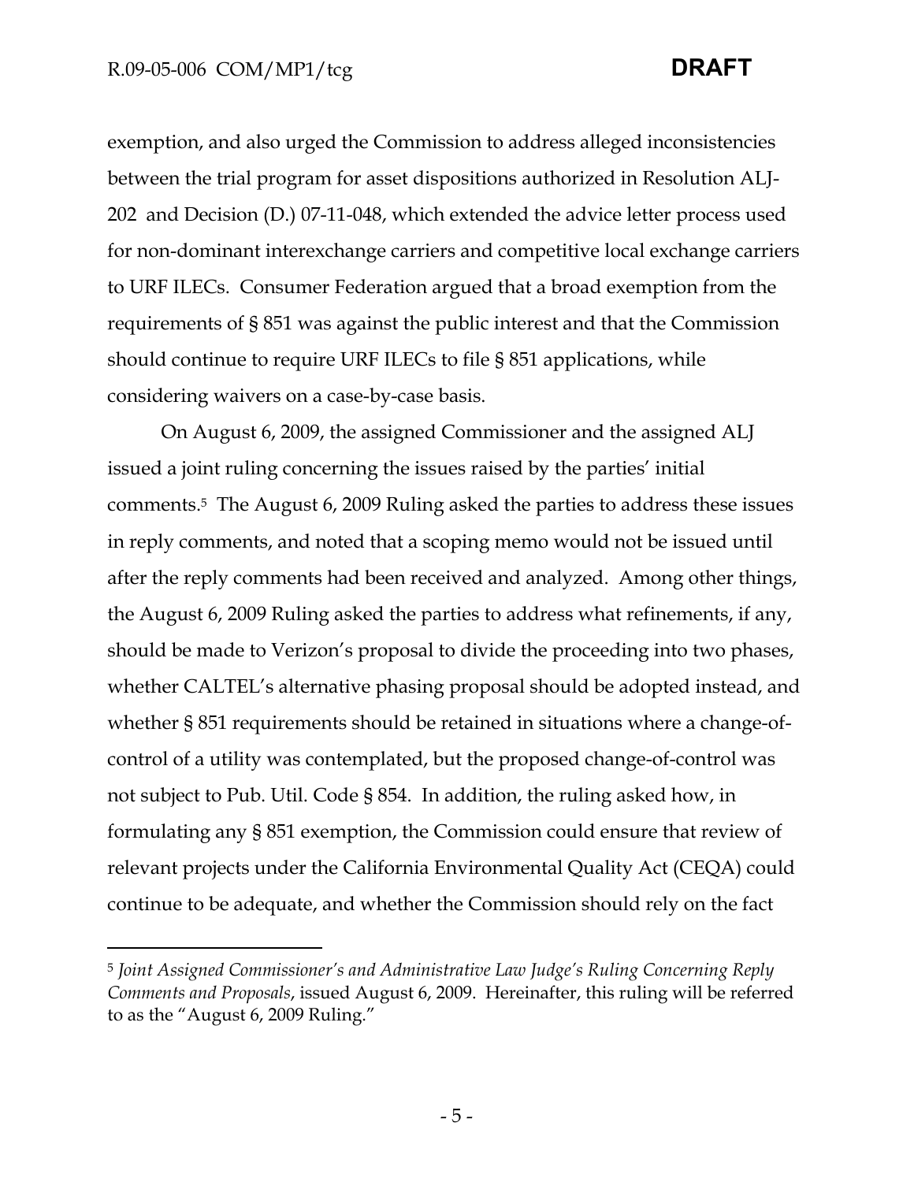exemption, and also urged the Commission to address alleged inconsistencies between the trial program for asset dispositions authorized in Resolution ALJ-202 and Decision (D.) 07-11-048, which extended the advice letter process used for non-dominant interexchange carriers and competitive local exchange carriers to URF ILECs. Consumer Federation argued that a broad exemption from the requirements of § 851 was against the public interest and that the Commission should continue to require URF ILECs to file § 851 applications, while considering waivers on a case-by-case basis.

On August 6, 2009, the assigned Commissioner and the assigned ALJ issued a joint ruling concerning the issues raised by the parties' initial comments.[5] The August 6, 2009 Ruling asked the parties to address these issues in reply comments, and noted that a scoping memo would not be issued until after the reply comments had been received and analyzed. Among other things, the August 6, 2009 Ruling asked the parties to address what refinements, if any, should be made to Verizon's proposal to divide the proceeding into two phases, whether CALTEL's alternative phasing proposal should be adopted instead, and whether § 851 requirements should be retained in situations where a change-of-control of a utility was contemplated, but the proposed change-of-control was not subject to Pub. Util. Code § 854. In addition, the ruling asked how, in formulating any § 851 exemption, the Commission could ensure that review of relevant projects under the California Environmental Quality Act (CEQA) could continue to be adequate, and whether the Commission should rely on the fact

---

[5] *Joint Assigned Commissioner's and Administrative Law Judge's Ruling Concerning Reply Comments and Proposals*, issued August 6, 2009. Hereinafter, this ruling will be referred to as the "August 6, 2009 Ruling."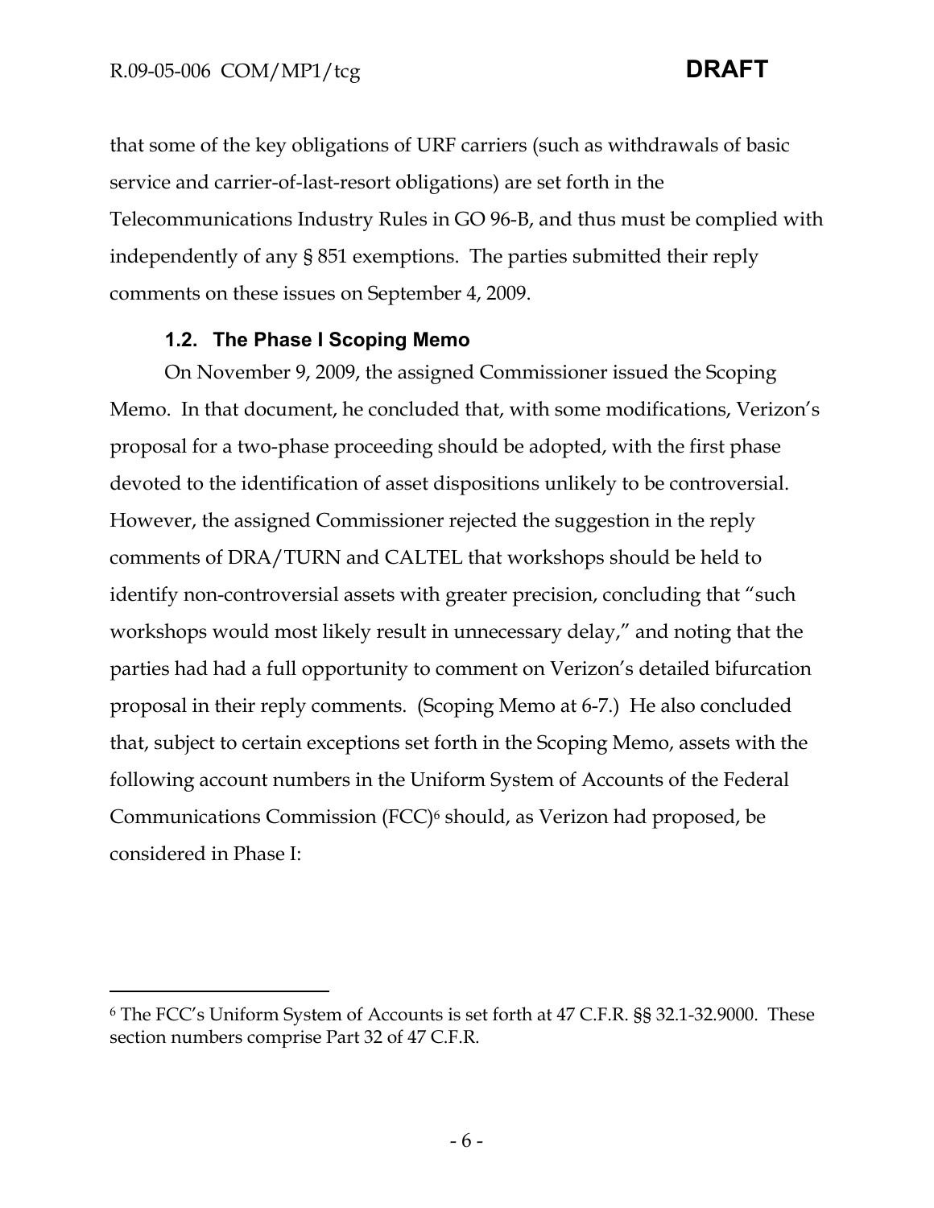that some of the key obligations of URF carriers (such as withdrawals of basic service and carrier-of-last-resort obligations) are set forth in the Telecommunications Industry Rules in GO 96-B, and thus must be complied with independently of any § 851 exemptions. The parties submitted their reply comments on these issues on September 4, 2009.

### 1.2. The Phase I Scoping Memo

On November 9, 2009, the assigned Commissioner issued the Scoping Memo. In that document, he concluded that, with some modifications, Verizon's proposal for a two-phase proceeding should be adopted, with the first phase devoted to the identification of asset dispositions unlikely to be controversial. However, the assigned Commissioner rejected the suggestion in the reply comments of DRA/TURN and CALTEL that workshops should be held to identify non-controversial assets with greater precision, concluding that "such workshops would most likely result in unnecessary delay," and noting that the parties had had a full opportunity to comment on Verizon's detailed bifurcation proposal in their reply comments. (Scoping Memo at 6-7.) He also concluded that, subject to certain exceptions set forth in the Scoping Memo, assets with the following account numbers in the Uniform System of Accounts of the Federal Communications Commission (FCC)[6] should, as Verizon had proposed, be considered in Phase I:

---

[6] The FCC's Uniform System of Accounts is set forth at 47 C.F.R. §§ 32.1-32.9000. These section numbers comprise Part 32 of 47 C.F.R.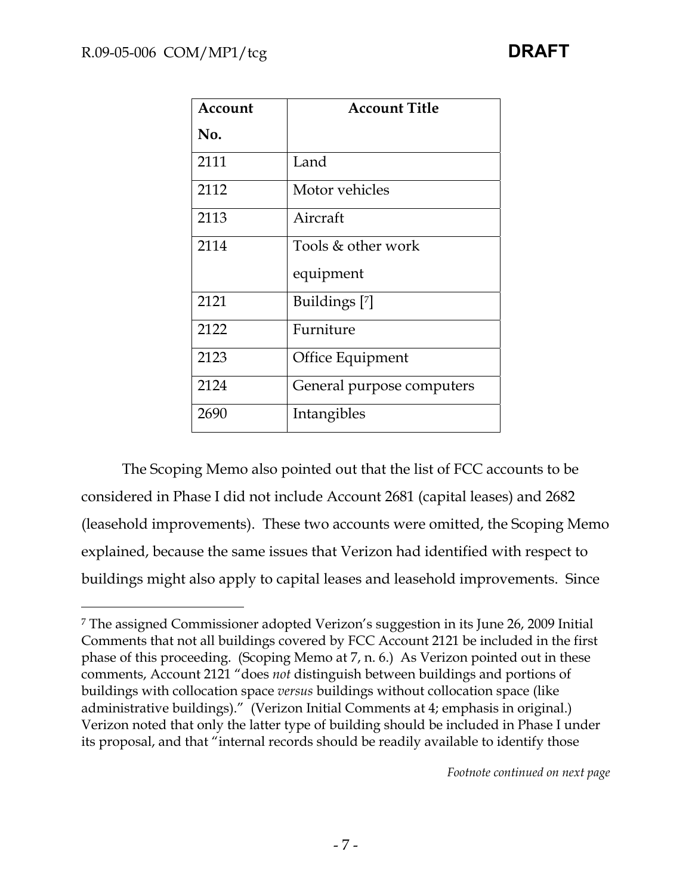| Account No. | Account Title |
|---|---|
| 2111 | Land |
| 2112 | Motor vehicles |
| 2113 | Aircraft |
| 2114 | Tools & other work equipment |
| 2121 | Buildings [7] |
| 2122 | Furniture |
| 2123 | Office Equipment |
| 2124 | General purpose computers |
| 2690 | Intangibles |

The Scoping Memo also pointed out that the list of FCC accounts to be considered in Phase I did not include Account 2681 (capital leases) and 2682 (leasehold improvements). These two accounts were omitted, the Scoping Memo explained, because the same issues that Verizon had identified with respect to buildings might also apply to capital leases and leasehold improvements. Since

---

[7] The assigned Commissioner adopted Verizon's suggestion in its June 26, 2009 Initial Comments that not all buildings covered by FCC Account 2121 be included in the first phase of this proceeding. (Scoping Memo at 7, n. 6.) As Verizon pointed out in these comments, Account 2121 "does *not* distinguish between buildings and portions of buildings with collocation space *versus* buildings without collocation space (like administrative buildings)." (Verizon Initial Comments at 4; emphasis in original.) Verizon noted that only the latter type of building should be included in Phase I under its proposal, and that "internal records should be readily available to identify those

*Footnote continued on next page*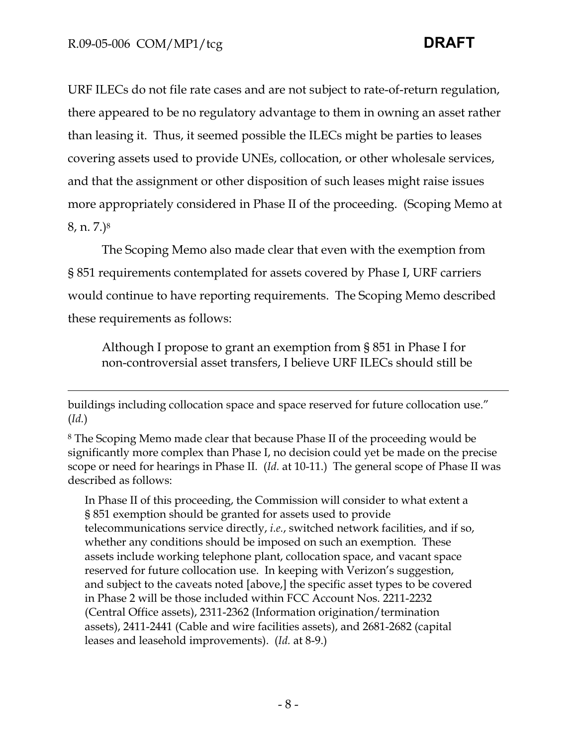URF ILECs do not file rate cases and are not subject to rate-of-return regulation, there appeared to be no regulatory advantage to them in owning an asset rather than leasing it. Thus, it seemed possible the ILECs might be parties to leases covering assets used to provide UNEs, collocation, or other wholesale services, and that the assignment or other disposition of such leases might raise issues more appropriately considered in Phase II of the proceeding. (Scoping Memo at 8, n. 7.)[8]

The Scoping Memo also made clear that even with the exemption from § 851 requirements contemplated for assets covered by Phase I, URF carriers would continue to have reporting requirements. The Scoping Memo described these requirements as follows:

> Although I propose to grant an exemption from § 851 in Phase I for non-controversial asset transfers, I believe URF ILECs should still be

---

buildings including collocation space and space reserved for future collocation use." (*Id.*)

[8] The Scoping Memo made clear that because Phase II of the proceeding would be significantly more complex than Phase I, no decision could yet be made on the precise scope or need for hearings in Phase II. (*Id.* at 10-11.) The general scope of Phase II was described as follows:

> In Phase II of this proceeding, the Commission will consider to what extent a § 851 exemption should be granted for assets used to provide telecommunications service directly, *i.e.*, switched network facilities, and if so, whether any conditions should be imposed on such an exemption. These assets include working telephone plant, collocation space, and vacant space reserved for future collocation use. In keeping with Verizon's suggestion, and subject to the caveats noted [above,] the specific asset types to be covered in Phase 2 will be those included within FCC Account Nos. 2211-2232 (Central Office assets), 2311-2362 (Information origination/termination assets), 2411-2441 (Cable and wire facilities assets), and 2681-2682 (capital leases and leasehold improvements). (*Id.* at 8-9.)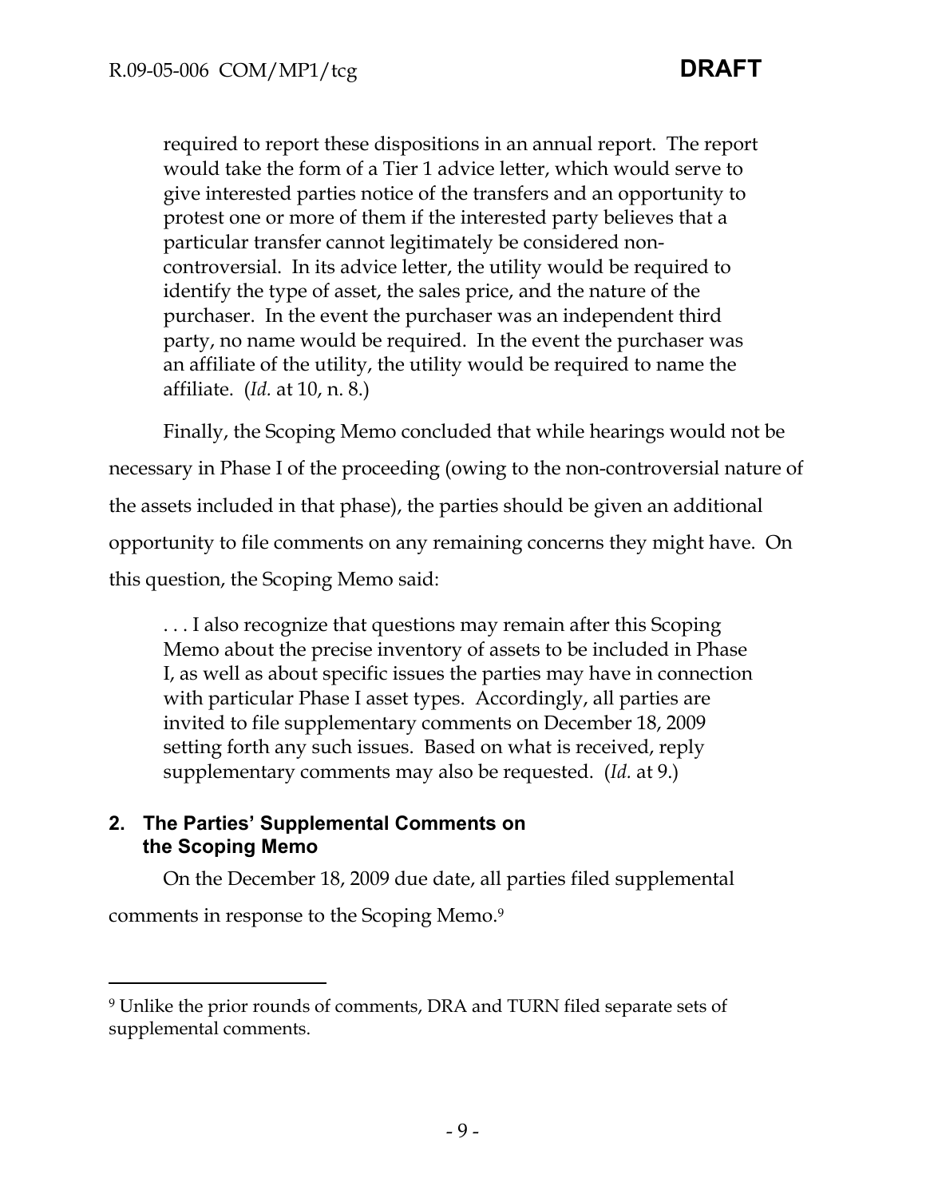> required to report these dispositions in an annual report. The report would take the form of a Tier 1 advice letter, which would serve to give interested parties notice of the transfers and an opportunity to protest one or more of them if the interested party believes that a particular transfer cannot legitimately be considered non-controversial. In its advice letter, the utility would be required to identify the type of asset, the sales price, and the nature of the purchaser. In the event the purchaser was an independent third party, no name would be required. In the event the purchaser was an affiliate of the utility, the utility would be required to name the affiliate. (*Id.* at 10, n. 8.)

Finally, the Scoping Memo concluded that while hearings would not be necessary in Phase I of the proceeding (owing to the non-controversial nature of the assets included in that phase), the parties should be given an additional opportunity to file comments on any remaining concerns they might have. On this question, the Scoping Memo said:

> . . . I also recognize that questions may remain after this Scoping Memo about the precise inventory of assets to be included in Phase I, as well as about specific issues the parties may have in connection with particular Phase I asset types. Accordingly, all parties are invited to file supplementary comments on December 18, 2009 setting forth any such issues. Based on what is received, reply supplementary comments may also be requested. (*Id.* at 9.)

## 2. The Parties' Supplemental Comments on the Scoping Memo

On the December 18, 2009 due date, all parties filed supplemental comments in response to the Scoping Memo.[9]

---

[9] Unlike the prior rounds of comments, DRA and TURN filed separate sets of supplemental comments.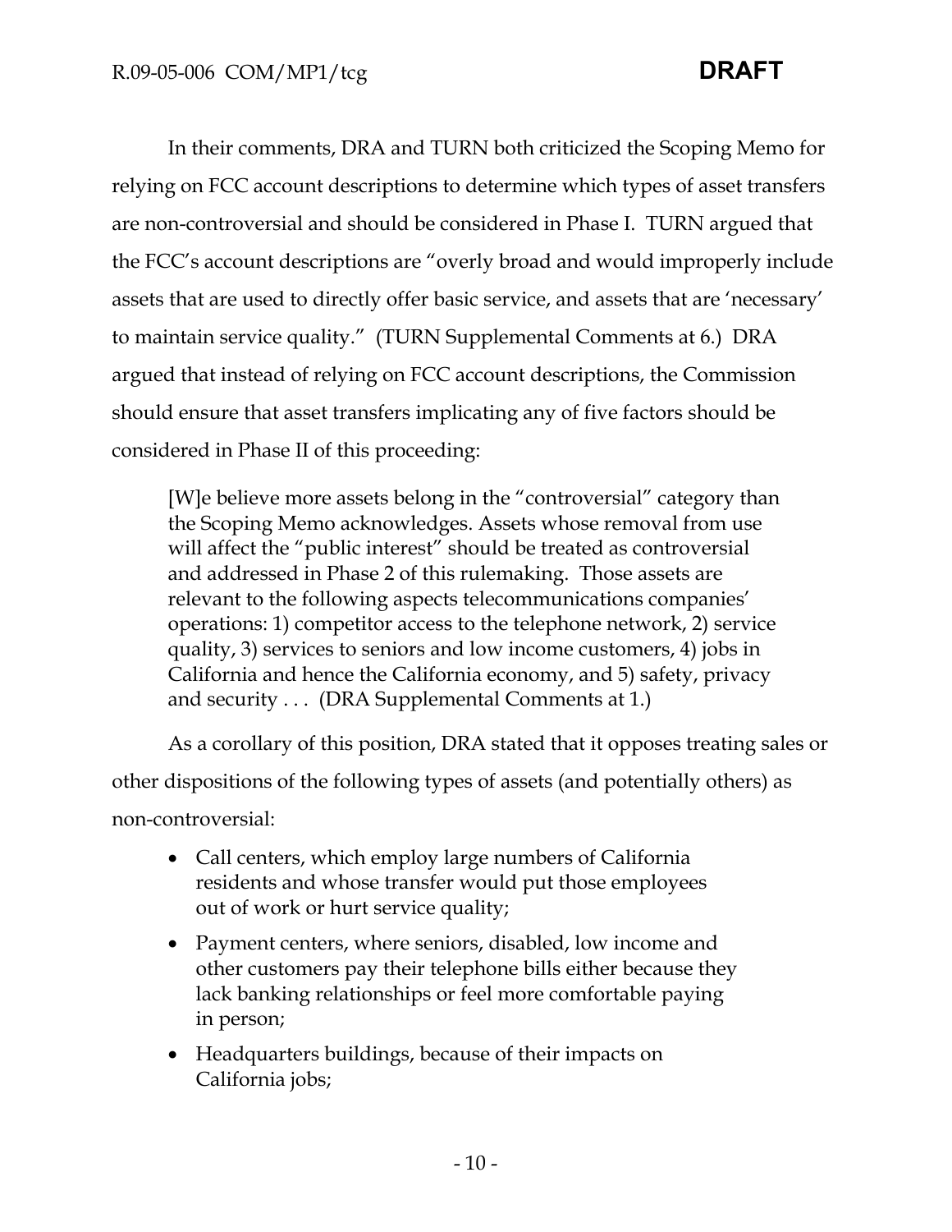In their comments, DRA and TURN both criticized the Scoping Memo for relying on FCC account descriptions to determine which types of asset transfers are non-controversial and should be considered in Phase I. TURN argued that the FCC's account descriptions are "overly broad and would improperly include assets that are used to directly offer basic service, and assets that are 'necessary' to maintain service quality." (TURN Supplemental Comments at 6.) DRA argued that instead of relying on FCC account descriptions, the Commission should ensure that asset transfers implicating any of five factors should be considered in Phase II of this proceeding:

> [W]e believe more assets belong in the "controversial" category than the Scoping Memo acknowledges. Assets whose removal from use will affect the "public interest" should be treated as controversial and addressed in Phase 2 of this rulemaking. Those assets are relevant to the following aspects telecommunications companies' operations: 1) competitor access to the telephone network, 2) service quality, 3) services to seniors and low income customers, 4) jobs in California and hence the California economy, and 5) safety, privacy and security . . . (DRA Supplemental Comments at 1.)

As a corollary of this position, DRA stated that it opposes treating sales or other dispositions of the following types of assets (and potentially others) as non-controversial:

- Call centers, which employ large numbers of California residents and whose transfer would put those employees out of work or hurt service quality;
- Payment centers, where seniors, disabled, low income and other customers pay their telephone bills either because they lack banking relationships or feel more comfortable paying in person;
- Headquarters buildings, because of their impacts on California jobs;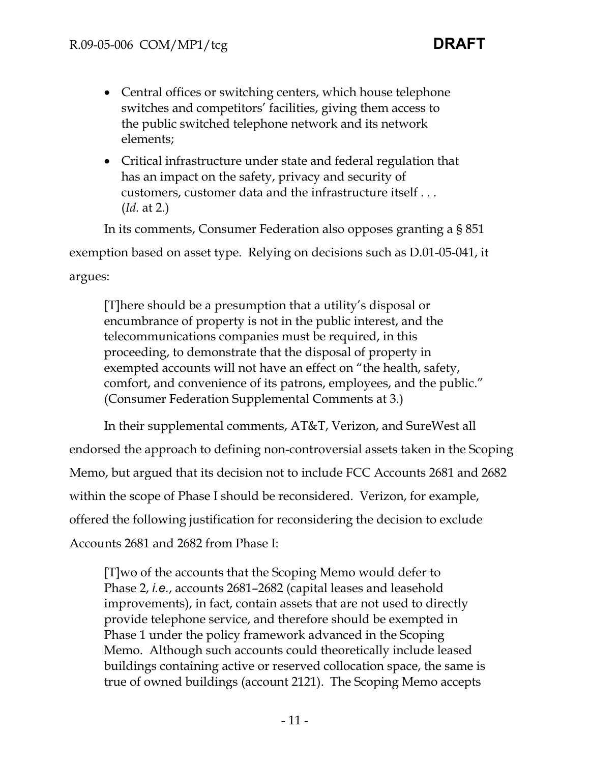- Central offices or switching centers, which house telephone switches and competitors' facilities, giving them access to the public switched telephone network and its network elements;
- Critical infrastructure under state and federal regulation that has an impact on the safety, privacy and security of customers, customer data and the infrastructure itself . . . (*Id.* at 2.)

In its comments, Consumer Federation also opposes granting a § 851 exemption based on asset type. Relying on decisions such as D.01-05-041, it argues:

> [T]here should be a presumption that a utility's disposal or encumbrance of property is not in the public interest, and the telecommunications companies must be required, in this proceeding, to demonstrate that the disposal of property in exempted accounts will not have an effect on "the health, safety, comfort, and convenience of its patrons, employees, and the public." (Consumer Federation Supplemental Comments at 3.)

In their supplemental comments, AT&T, Verizon, and SureWest all endorsed the approach to defining non-controversial assets taken in the Scoping Memo, but argued that its decision not to include FCC Accounts 2681 and 2682 within the scope of Phase I should be reconsidered. Verizon, for example, offered the following justification for reconsidering the decision to exclude Accounts 2681 and 2682 from Phase I:

> [T]wo of the accounts that the Scoping Memo would defer to Phase 2, *i.e.*, accounts 2681–2682 (capital leases and leasehold improvements), in fact, contain assets that are not used to directly provide telephone service, and therefore should be exempted in Phase 1 under the policy framework advanced in the Scoping Memo. Although such accounts could theoretically include leased buildings containing active or reserved collocation space, the same is true of owned buildings (account 2121). The Scoping Memo accepts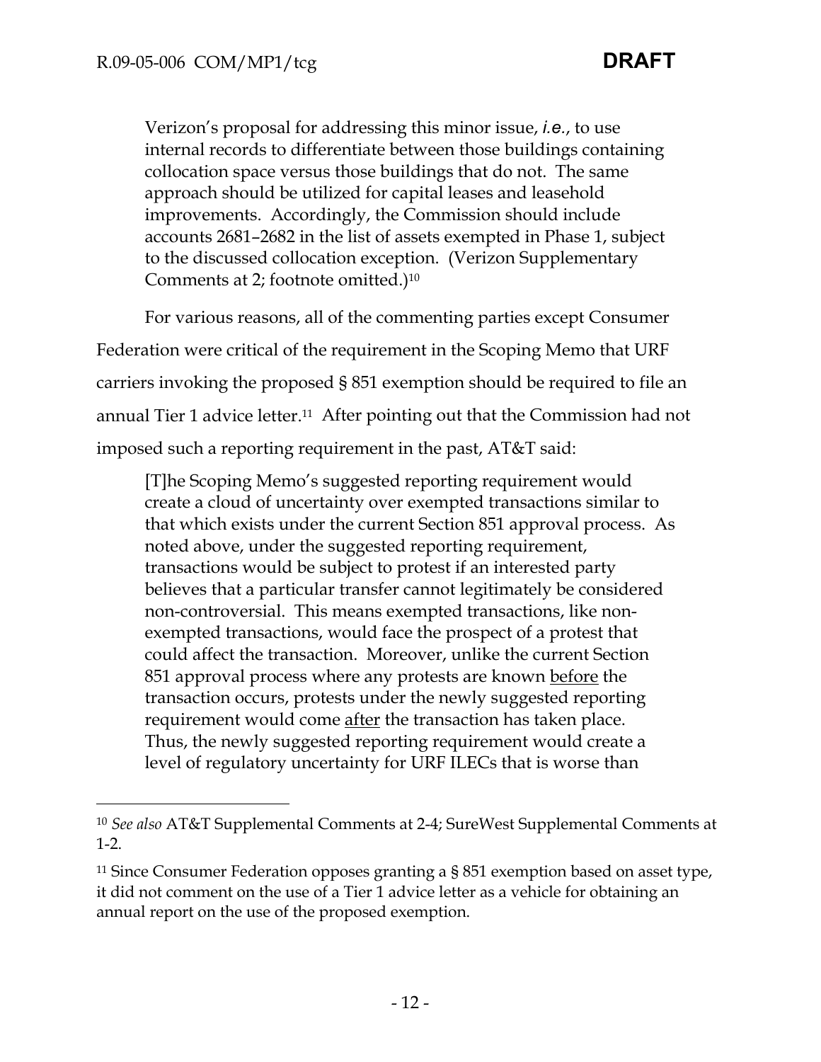> Verizon's proposal for addressing this minor issue, *i.e.*, to use internal records to differentiate between those buildings containing collocation space versus those buildings that do not. The same approach should be utilized for capital leases and leasehold improvements. Accordingly, the Commission should include accounts 2681–2682 in the list of assets exempted in Phase 1, subject to the discussed collocation exception. (Verizon Supplementary Comments at 2; footnote omitted.)[10]

For various reasons, all of the commenting parties except Consumer Federation were critical of the requirement in the Scoping Memo that URF carriers invoking the proposed § 851 exemption should be required to file an annual Tier 1 advice letter.[11] After pointing out that the Commission had not imposed such a reporting requirement in the past, AT&T said:

> [T]he Scoping Memo's suggested reporting requirement would create a cloud of uncertainty over exempted transactions similar to that which exists under the current Section 851 approval process. As noted above, under the suggested reporting requirement, transactions would be subject to protest if an interested party believes that a particular transfer cannot legitimately be considered non-controversial. This means exempted transactions, like non-exempted transactions, would face the prospect of a protest that could affect the transaction. Moreover, unlike the current Section 851 approval process where any protests are known <u>before</u> the transaction occurs, protests under the newly suggested reporting requirement would come <u>after</u> the transaction has taken place. Thus, the newly suggested reporting requirement would create a level of regulatory uncertainty for URF ILECs that is worse than

---

[10] *See also* AT&T Supplemental Comments at 2-4; SureWest Supplemental Comments at 1-2.

[11] Since Consumer Federation opposes granting a § 851 exemption based on asset type, it did not comment on the use of a Tier 1 advice letter as a vehicle for obtaining an annual report on the use of the proposed exemption.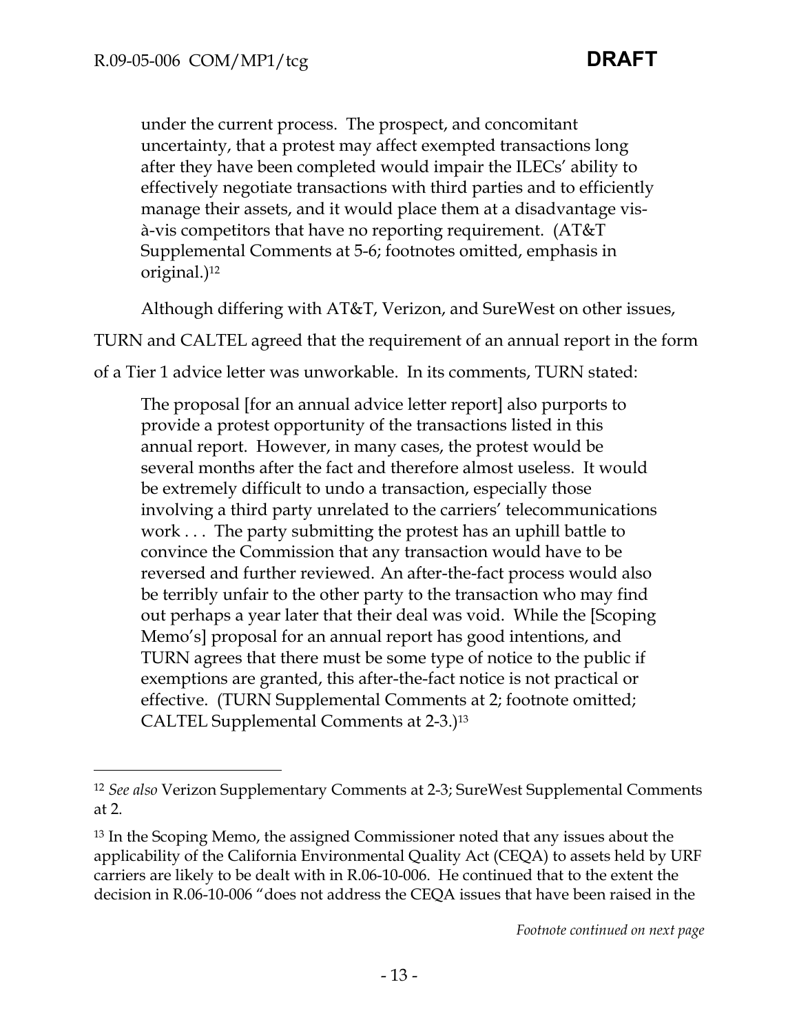> under the current process. The prospect, and concomitant uncertainty, that a protest may affect exempted transactions long after they have been completed would impair the ILECs' ability to effectively negotiate transactions with third parties and to efficiently manage their assets, and it would place them at a disadvantage vis-à-vis competitors that have no reporting requirement. (AT&T Supplemental Comments at 5-6; footnotes omitted, emphasis in original.)[12]

Although differing with AT&T, Verizon, and SureWest on other issues, TURN and CALTEL agreed that the requirement of an annual report in the form of a Tier 1 advice letter was unworkable. In its comments, TURN stated:

> The proposal [for an annual advice letter report] also purports to provide a protest opportunity of the transactions listed in this annual report. However, in many cases, the protest would be several months after the fact and therefore almost useless. It would be extremely difficult to undo a transaction, especially those involving a third party unrelated to the carriers' telecommunications work . . . The party submitting the protest has an uphill battle to convince the Commission that any transaction would have to be reversed and further reviewed. An after-the-fact process would also be terribly unfair to the other party to the transaction who may find out perhaps a year later that their deal was void. While the [Scoping Memo's] proposal for an annual report has good intentions, and TURN agrees that there must be some type of notice to the public if exemptions are granted, this after-the-fact notice is not practical or effective. (TURN Supplemental Comments at 2; footnote omitted; CALTEL Supplemental Comments at 2-3.)[13]

---

[12] *See also* Verizon Supplementary Comments at 2-3; SureWest Supplemental Comments at 2.

[13] In the Scoping Memo, the assigned Commissioner noted that any issues about the applicability of the California Environmental Quality Act (CEQA) to assets held by URF carriers are likely to be dealt with in R.06-10-006. He continued that to the extent the decision in R.06-10-006 "does not address the CEQA issues that have been raised in the

*Footnote continued on next page*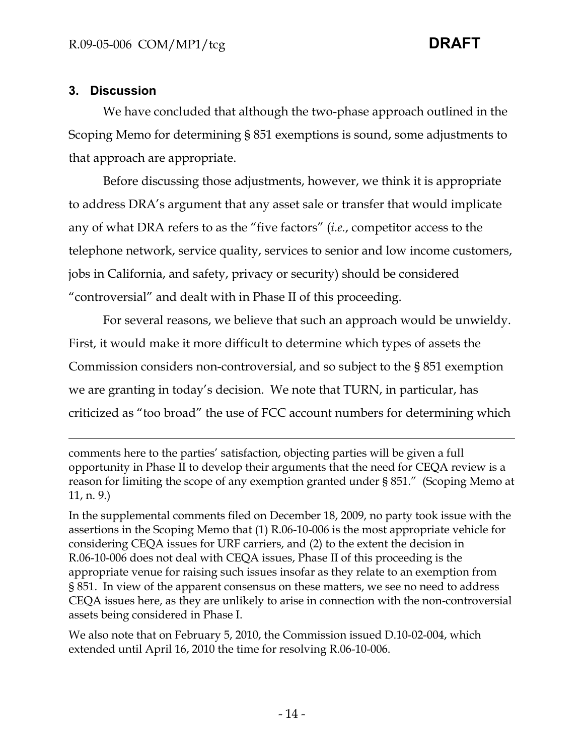## 3. Discussion

We have concluded that although the two-phase approach outlined in the Scoping Memo for determining § 851 exemptions is sound, some adjustments to that approach are appropriate.

Before discussing those adjustments, however, we think it is appropriate to address DRA's argument that any asset sale or transfer that would implicate any of what DRA refers to as the "five factors" (*i.e.*, competitor access to the telephone network, service quality, services to senior and low income customers, jobs in California, and safety, privacy or security) should be considered "controversial" and dealt with in Phase II of this proceeding.

For several reasons, we believe that such an approach would be unwieldy. First, it would make it more difficult to determine which types of assets the Commission considers non-controversial, and so subject to the § 851 exemption we are granting in today's decision. We note that TURN, in particular, has criticized as "too broad" the use of FCC account numbers for determining which

---

comments here to the parties' satisfaction, objecting parties will be given a full opportunity in Phase II to develop their arguments that the need for CEQA review is a reason for limiting the scope of any exemption granted under § 851." (Scoping Memo at 11, n. 9.)

In the supplemental comments filed on December 18, 2009, no party took issue with the assertions in the Scoping Memo that (1) R.06-10-006 is the most appropriate vehicle for considering CEQA issues for URF carriers, and (2) to the extent the decision in R.06-10-006 does not deal with CEQA issues, Phase II of this proceeding is the appropriate venue for raising such issues insofar as they relate to an exemption from § 851. In view of the apparent consensus on these matters, we see no need to address CEQA issues here, as they are unlikely to arise in connection with the non-controversial assets being considered in Phase I.

We also note that on February 5, 2010, the Commission issued D.10-02-004, which extended until April 16, 2010 the time for resolving R.06-10-006.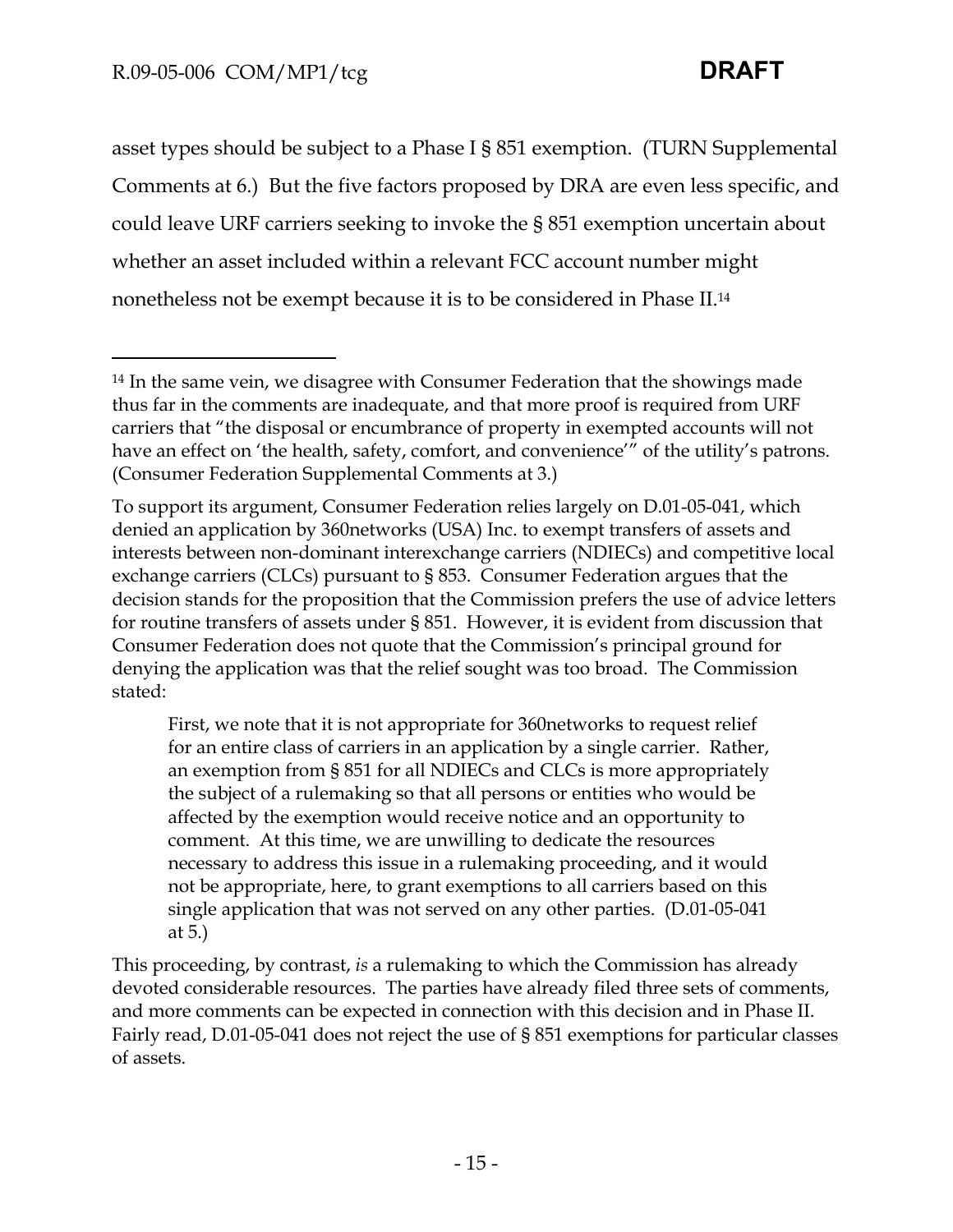asset types should be subject to a Phase I § 851 exemption. (TURN Supplemental Comments at 6.) But the five factors proposed by DRA are even less specific, and could leave URF carriers seeking to invoke the § 851 exemption uncertain about whether an asset included within a relevant FCC account number might nonetheless not be exempt because it is to be considered in Phase II.[14]

---

[14] In the same vein, we disagree with Consumer Federation that the showings made thus far in the comments are inadequate, and that more proof is required from URF carriers that "the disposal or encumbrance of property in exempted accounts will not have an effect on 'the health, safety, comfort, and convenience'" of the utility's patrons. (Consumer Federation Supplemental Comments at 3.)

To support its argument, Consumer Federation relies largely on D.01-05-041, which denied an application by 360networks (USA) Inc. to exempt transfers of assets and interests between non-dominant interexchange carriers (NDIECs) and competitive local exchange carriers (CLCs) pursuant to § 853. Consumer Federation argues that the decision stands for the proposition that the Commission prefers the use of advice letters for routine transfers of assets under § 851. However, it is evident from discussion that Consumer Federation does not quote that the Commission's principal ground for denying the application was that the relief sought was too broad. The Commission stated:

> First, we note that it is not appropriate for 360networks to request relief for an entire class of carriers in an application by a single carrier. Rather, an exemption from § 851 for all NDIECs and CLCs is more appropriately the subject of a rulemaking so that all persons or entities who would be affected by the exemption would receive notice and an opportunity to comment. At this time, we are unwilling to dedicate the resources necessary to address this issue in a rulemaking proceeding, and it would not be appropriate, here, to grant exemptions to all carriers based on this single application that was not served on any other parties. (D.01-05-041 at 5.)

This proceeding, by contrast, *is* a rulemaking to which the Commission has already devoted considerable resources. The parties have already filed three sets of comments, and more comments can be expected in connection with this decision and in Phase II. Fairly read, D.01-05-041 does not reject the use of § 851 exemptions for particular classes of assets.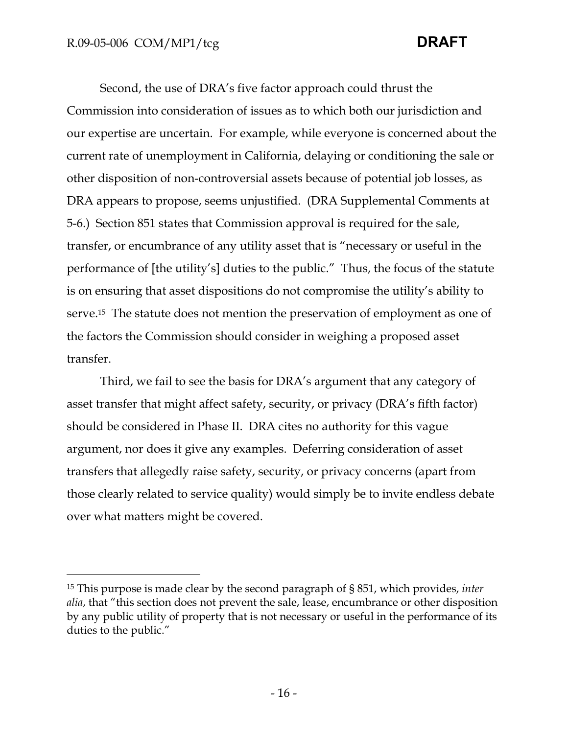Second, the use of DRA's five factor approach could thrust the Commission into consideration of issues as to which both our jurisdiction and our expertise are uncertain. For example, while everyone is concerned about the current rate of unemployment in California, delaying or conditioning the sale or other disposition of non-controversial assets because of potential job losses, as DRA appears to propose, seems unjustified. (DRA Supplemental Comments at 5-6.) Section 851 states that Commission approval is required for the sale, transfer, or encumbrance of any utility asset that is "necessary or useful in the performance of [the utility's] duties to the public." Thus, the focus of the statute is on ensuring that asset dispositions do not compromise the utility's ability to serve.[15] The statute does not mention the preservation of employment as one of the factors the Commission should consider in weighing a proposed asset transfer.

Third, we fail to see the basis for DRA's argument that any category of asset transfer that might affect safety, security, or privacy (DRA's fifth factor) should be considered in Phase II. DRA cites no authority for this vague argument, nor does it give any examples. Deferring consideration of asset transfers that allegedly raise safety, security, or privacy concerns (apart from those clearly related to service quality) would simply be to invite endless debate over what matters might be covered.

---

[15] This purpose is made clear by the second paragraph of § 851, which provides, *inter alia*, that "this section does not prevent the sale, lease, encumbrance or other disposition by any public utility of property that is not necessary or useful in the performance of its duties to the public."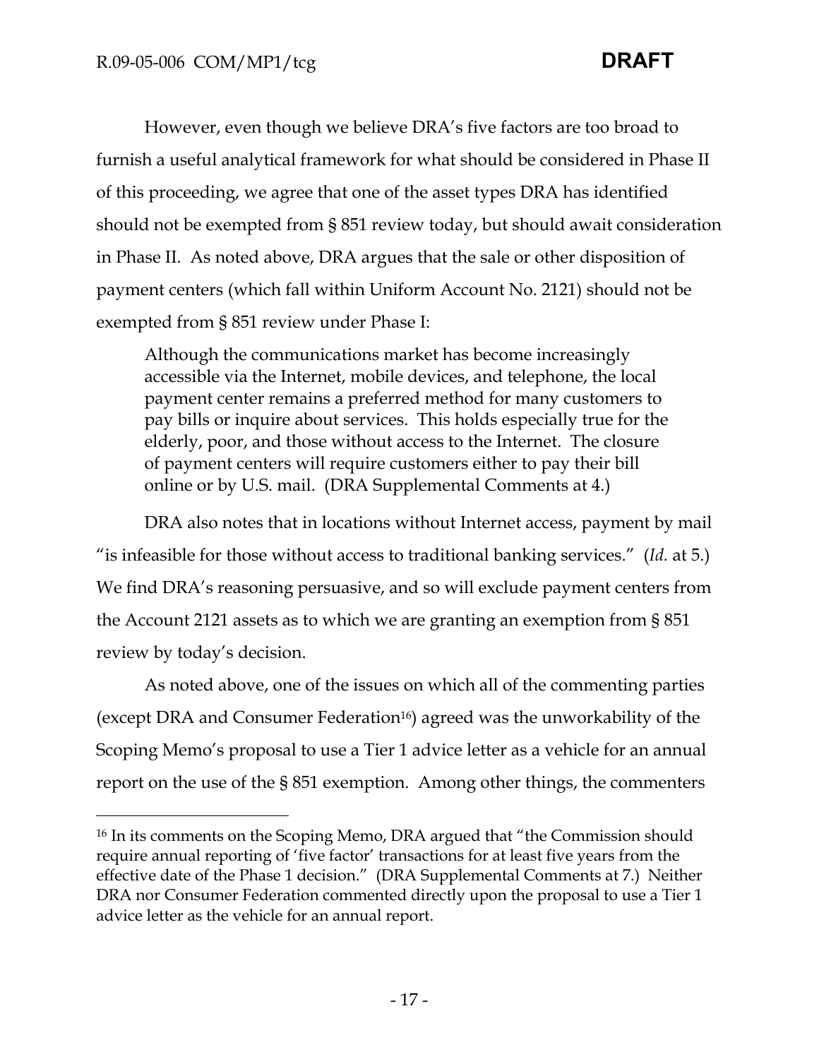However, even though we believe DRA's five factors are too broad to furnish a useful analytical framework for what should be considered in Phase II of this proceeding, we agree that one of the asset types DRA has identified should not be exempted from § 851 review today, but should await consideration in Phase II. As noted above, DRA argues that the sale or other disposition of payment centers (which fall within Uniform Account No. 2121) should not be exempted from § 851 review under Phase I:

> Although the communications market has become increasingly accessible via the Internet, mobile devices, and telephone, the local payment center remains a preferred method for many customers to pay bills or inquire about services. This holds especially true for the elderly, poor, and those without access to the Internet. The closure of payment centers will require customers either to pay their bill online or by U.S. mail. (DRA Supplemental Comments at 4.)

DRA also notes that in locations without Internet access, payment by mail "is infeasible for those without access to traditional banking services." (*Id.* at 5.) We find DRA's reasoning persuasive, and so will exclude payment centers from the Account 2121 assets as to which we are granting an exemption from § 851 review by today's decision.

As noted above, one of the issues on which all of the commenting parties (except DRA and Consumer Federation[16]) agreed was the unworkability of the Scoping Memo's proposal to use a Tier 1 advice letter as a vehicle for an annual report on the use of the § 851 exemption. Among other things, the commenters

---

[16] In its comments on the Scoping Memo, DRA argued that "the Commission should require annual reporting of 'five factor' transactions for at least five years from the effective date of the Phase 1 decision." (DRA Supplemental Comments at 7.) Neither DRA nor Consumer Federation commented directly upon the proposal to use a Tier 1 advice letter as the vehicle for an annual report.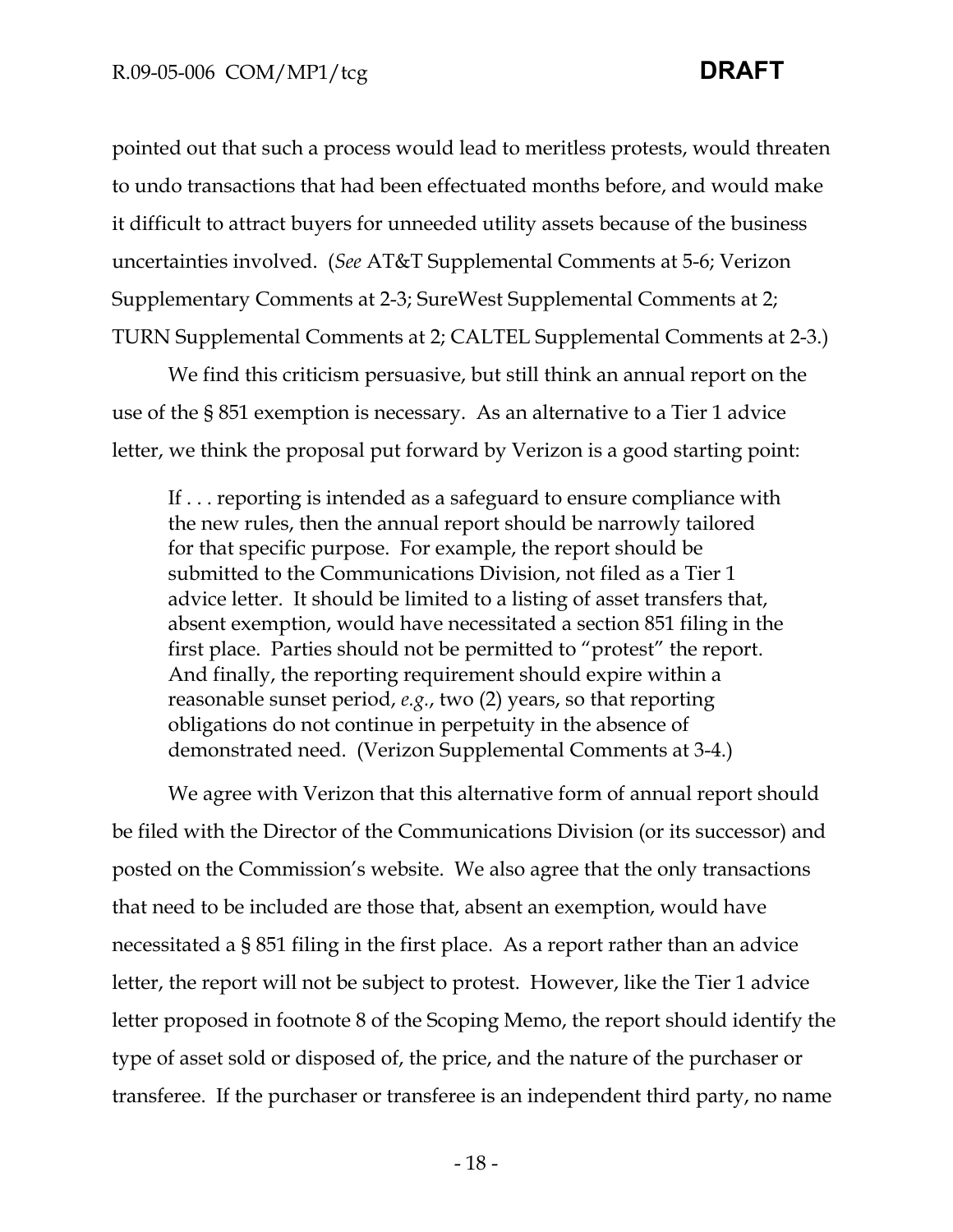pointed out that such a process would lead to meritless protests, would threaten to undo transactions that had been effectuated months before, and would make it difficult to attract buyers for unneeded utility assets because of the business uncertainties involved. (*See* AT&T Supplemental Comments at 5-6; Verizon Supplementary Comments at 2-3; SureWest Supplemental Comments at 2; TURN Supplemental Comments at 2; CALTEL Supplemental Comments at 2-3.)

We find this criticism persuasive, but still think an annual report on the use of the § 851 exemption is necessary. As an alternative to a Tier 1 advice letter, we think the proposal put forward by Verizon is a good starting point:

> If . . . reporting is intended as a safeguard to ensure compliance with the new rules, then the annual report should be narrowly tailored for that specific purpose. For example, the report should be submitted to the Communications Division, not filed as a Tier 1 advice letter. It should be limited to a listing of asset transfers that, absent exemption, would have necessitated a section 851 filing in the first place. Parties should not be permitted to "protest" the report. And finally, the reporting requirement should expire within a reasonable sunset period, *e.g.*, two (2) years, so that reporting obligations do not continue in perpetuity in the absence of demonstrated need. (Verizon Supplemental Comments at 3-4.)

We agree with Verizon that this alternative form of annual report should be filed with the Director of the Communications Division (or its successor) and posted on the Commission's website. We also agree that the only transactions that need to be included are those that, absent an exemption, would have necessitated a § 851 filing in the first place. As a report rather than an advice letter, the report will not be subject to protest. However, like the Tier 1 advice letter proposed in footnote 8 of the Scoping Memo, the report should identify the type of asset sold or disposed of, the price, and the nature of the purchaser or transferee. If the purchaser or transferee is an independent third party, no name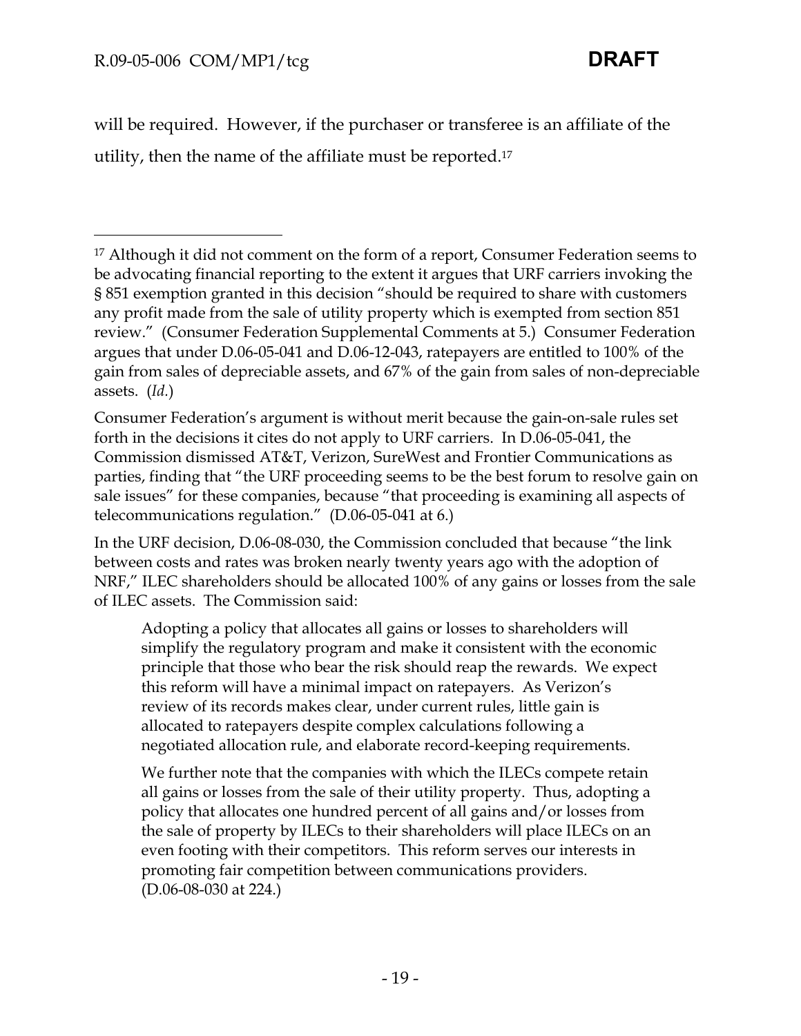will be required. However, if the purchaser or transferee is an affiliate of the utility, then the name of the affiliate must be reported.[17]

---

[17] Although it did not comment on the form of a report, Consumer Federation seems to be advocating financial reporting to the extent it argues that URF carriers invoking the § 851 exemption granted in this decision "should be required to share with customers any profit made from the sale of utility property which is exempted from section 851 review." (Consumer Federation Supplemental Comments at 5.) Consumer Federation argues that under D.06-05-041 and D.06-12-043, ratepayers are entitled to 100% of the gain from sales of depreciable assets, and 67% of the gain from sales of non-depreciable assets. (*Id.*)

Consumer Federation's argument is without merit because the gain-on-sale rules set forth in the decisions it cites do not apply to URF carriers. In D.06-05-041, the Commission dismissed AT&T, Verizon, SureWest and Frontier Communications as parties, finding that "the URF proceeding seems to be the best forum to resolve gain on sale issues" for these companies, because "that proceeding is examining all aspects of telecommunications regulation." (D.06-05-041 at 6.)

In the URF decision, D.06-08-030, the Commission concluded that because "the link between costs and rates was broken nearly twenty years ago with the adoption of NRF," ILEC shareholders should be allocated 100% of any gains or losses from the sale of ILEC assets. The Commission said:

> Adopting a policy that allocates all gains or losses to shareholders will simplify the regulatory program and make it consistent with the economic principle that those who bear the risk should reap the rewards. We expect this reform will have a minimal impact on ratepayers. As Verizon's review of its records makes clear, under current rules, little gain is allocated to ratepayers despite complex calculations following a negotiated allocation rule, and elaborate record-keeping requirements.
>
> We further note that the companies with which the ILECs compete retain all gains or losses from the sale of their utility property. Thus, adopting a policy that allocates one hundred percent of all gains and/or losses from the sale of property by ILECs to their shareholders will place ILECs on an even footing with their competitors. This reform serves our interests in promoting fair competition between communications providers. (D.06-08-030 at 224.)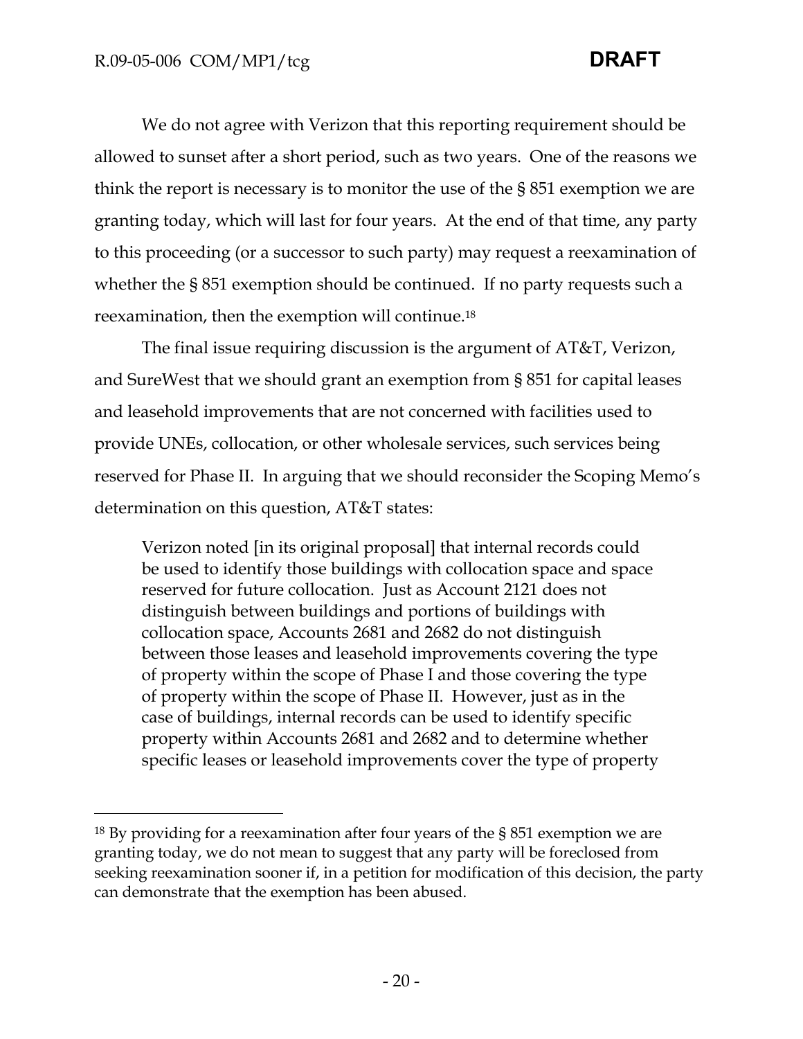We do not agree with Verizon that this reporting requirement should be allowed to sunset after a short period, such as two years. One of the reasons we think the report is necessary is to monitor the use of the § 851 exemption we are granting today, which will last for four years. At the end of that time, any party to this proceeding (or a successor to such party) may request a reexamination of whether the § 851 exemption should be continued. If no party requests such a reexamination, then the exemption will continue.[18]

The final issue requiring discussion is the argument of AT&T, Verizon, and SureWest that we should grant an exemption from § 851 for capital leases and leasehold improvements that are not concerned with facilities used to provide UNEs, collocation, or other wholesale services, such services being reserved for Phase II. In arguing that we should reconsider the Scoping Memo's determination on this question, AT&T states:

> Verizon noted [in its original proposal] that internal records could be used to identify those buildings with collocation space and space reserved for future collocation. Just as Account 2121 does not distinguish between buildings and portions of buildings with collocation space, Accounts 2681 and 2682 do not distinguish between those leases and leasehold improvements covering the type of property within the scope of Phase I and those covering the type of property within the scope of Phase II. However, just as in the case of buildings, internal records can be used to identify specific property within Accounts 2681 and 2682 and to determine whether specific leases or leasehold improvements cover the type of property

---

[18] By providing for a reexamination after four years of the § 851 exemption we are granting today, we do not mean to suggest that any party will be foreclosed from seeking reexamination sooner if, in a petition for modification of this decision, the party can demonstrate that the exemption has been abused.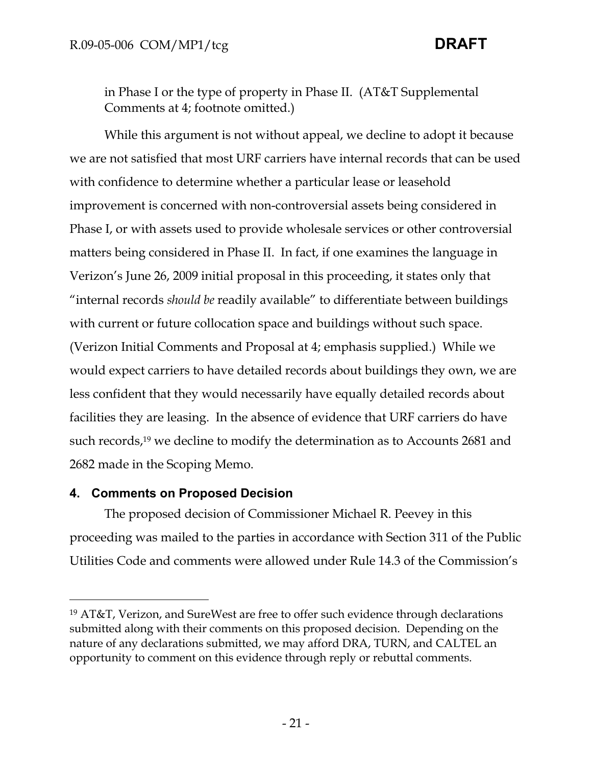in Phase I or the type of property in Phase II. (AT&T Supplemental Comments at 4; footnote omitted.)

While this argument is not without appeal, we decline to adopt it because we are not satisfied that most URF carriers have internal records that can be used with confidence to determine whether a particular lease or leasehold improvement is concerned with non-controversial assets being considered in Phase I, or with assets used to provide wholesale services or other controversial matters being considered in Phase II. In fact, if one examines the language in Verizon's June 26, 2009 initial proposal in this proceeding, it states only that "internal records *should be* readily available" to differentiate between buildings with current or future collocation space and buildings without such space. (Verizon Initial Comments and Proposal at 4; emphasis supplied.) While we would expect carriers to have detailed records about buildings they own, we are less confident that they would necessarily have equally detailed records about facilities they are leasing. In the absence of evidence that URF carriers do have such records,[19] we decline to modify the determination as to Accounts 2681 and 2682 made in the Scoping Memo.

## 4. Comments on Proposed Decision

The proposed decision of Commissioner Michael R. Peevey in this proceeding was mailed to the parties in accordance with Section 311 of the Public Utilities Code and comments were allowed under Rule 14.3 of the Commission's

---

[19] AT&T, Verizon, and SureWest are free to offer such evidence through declarations submitted along with their comments on this proposed decision. Depending on the nature of any declarations submitted, we may afford DRA, TURN, and CALTEL an opportunity to comment on this evidence through reply or rebuttal comments.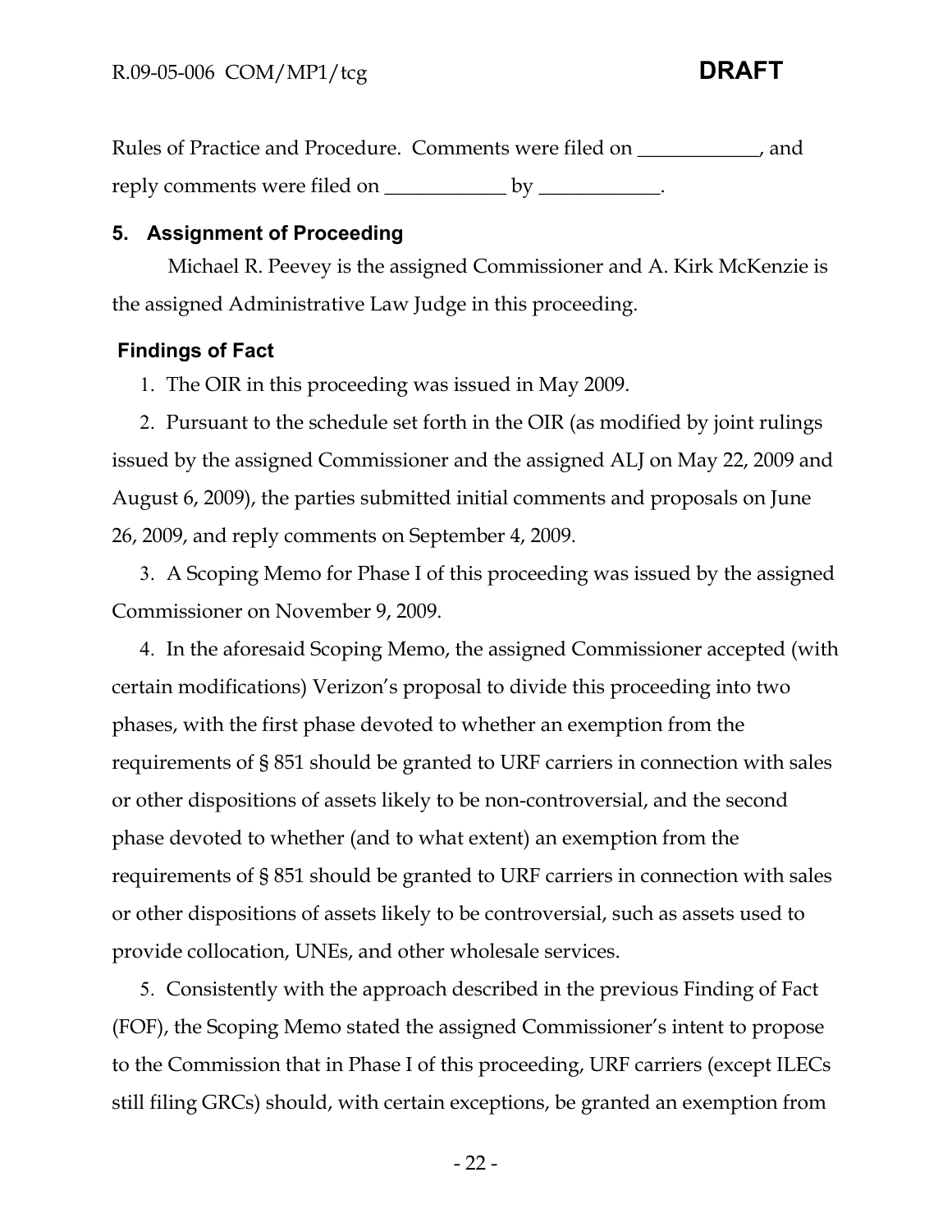Rules of Practice and Procedure. Comments were filed on ____________, and reply comments were filed on ____________ by ____________.

## 5. Assignment of Proceeding

Michael R. Peevey is the assigned Commissioner and A. Kirk McKenzie is the assigned Administrative Law Judge in this proceeding.

## Findings of Fact

1. The OIR in this proceeding was issued in May 2009.

2. Pursuant to the schedule set forth in the OIR (as modified by joint rulings issued by the assigned Commissioner and the assigned ALJ on May 22, 2009 and August 6, 2009), the parties submitted initial comments and proposals on June 26, 2009, and reply comments on September 4, 2009.

3. A Scoping Memo for Phase I of this proceeding was issued by the assigned Commissioner on November 9, 2009.

4. In the aforesaid Scoping Memo, the assigned Commissioner accepted (with certain modifications) Verizon's proposal to divide this proceeding into two phases, with the first phase devoted to whether an exemption from the requirements of § 851 should be granted to URF carriers in connection with sales or other dispositions of assets likely to be non-controversial, and the second phase devoted to whether (and to what extent) an exemption from the requirements of § 851 should be granted to URF carriers in connection with sales or other dispositions of assets likely to be controversial, such as assets used to provide collocation, UNEs, and other wholesale services.

5. Consistently with the approach described in the previous Finding of Fact (FOF), the Scoping Memo stated the assigned Commissioner's intent to propose to the Commission that in Phase I of this proceeding, URF carriers (except ILECs still filing GRCs) should, with certain exceptions, be granted an exemption from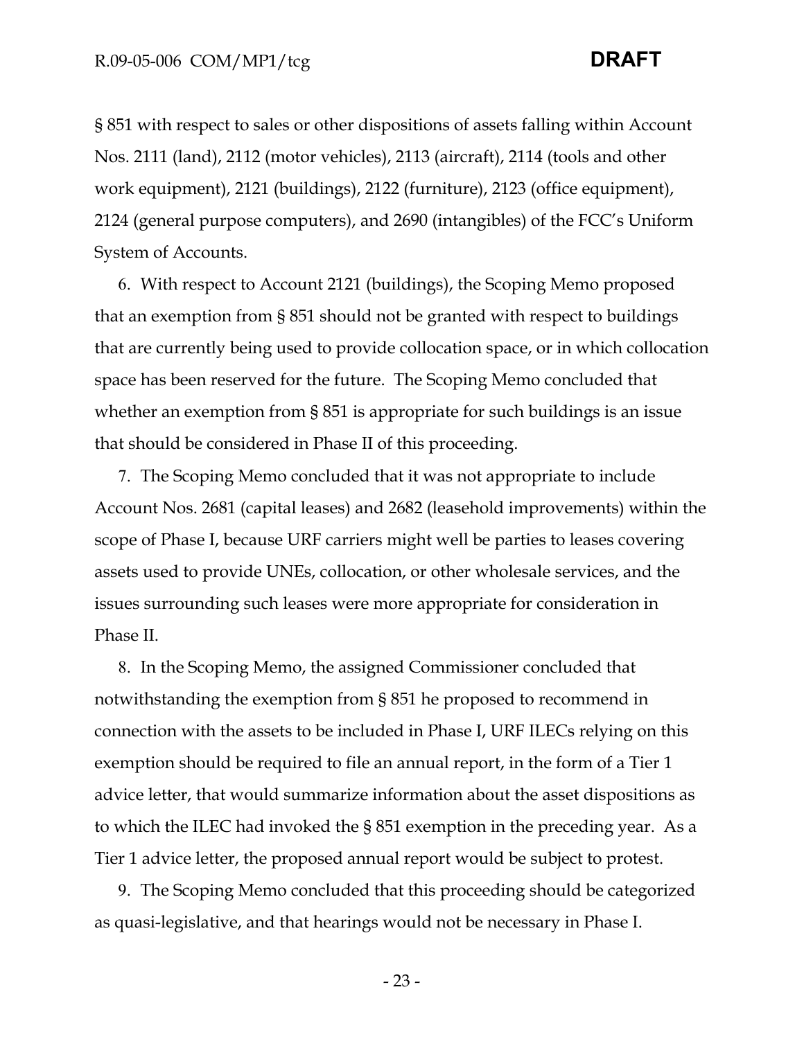§ 851 with respect to sales or other dispositions of assets falling within Account Nos. 2111 (land), 2112 (motor vehicles), 2113 (aircraft), 2114 (tools and other work equipment), 2121 (buildings), 2122 (furniture), 2123 (office equipment), 2124 (general purpose computers), and 2690 (intangibles) of the FCC's Uniform System of Accounts.

6. With respect to Account 2121 (buildings), the Scoping Memo proposed that an exemption from § 851 should not be granted with respect to buildings that are currently being used to provide collocation space, or in which collocation space has been reserved for the future. The Scoping Memo concluded that whether an exemption from § 851 is appropriate for such buildings is an issue that should be considered in Phase II of this proceeding.

7. The Scoping Memo concluded that it was not appropriate to include Account Nos. 2681 (capital leases) and 2682 (leasehold improvements) within the scope of Phase I, because URF carriers might well be parties to leases covering assets used to provide UNEs, collocation, or other wholesale services, and the issues surrounding such leases were more appropriate for consideration in Phase II.

8. In the Scoping Memo, the assigned Commissioner concluded that notwithstanding the exemption from § 851 he proposed to recommend in connection with the assets to be included in Phase I, URF ILECs relying on this exemption should be required to file an annual report, in the form of a Tier 1 advice letter, that would summarize information about the asset dispositions as to which the ILEC had invoked the § 851 exemption in the preceding year. As a Tier 1 advice letter, the proposed annual report would be subject to protest.

9. The Scoping Memo concluded that this proceeding should be categorized as quasi-legislative, and that hearings would not be necessary in Phase I.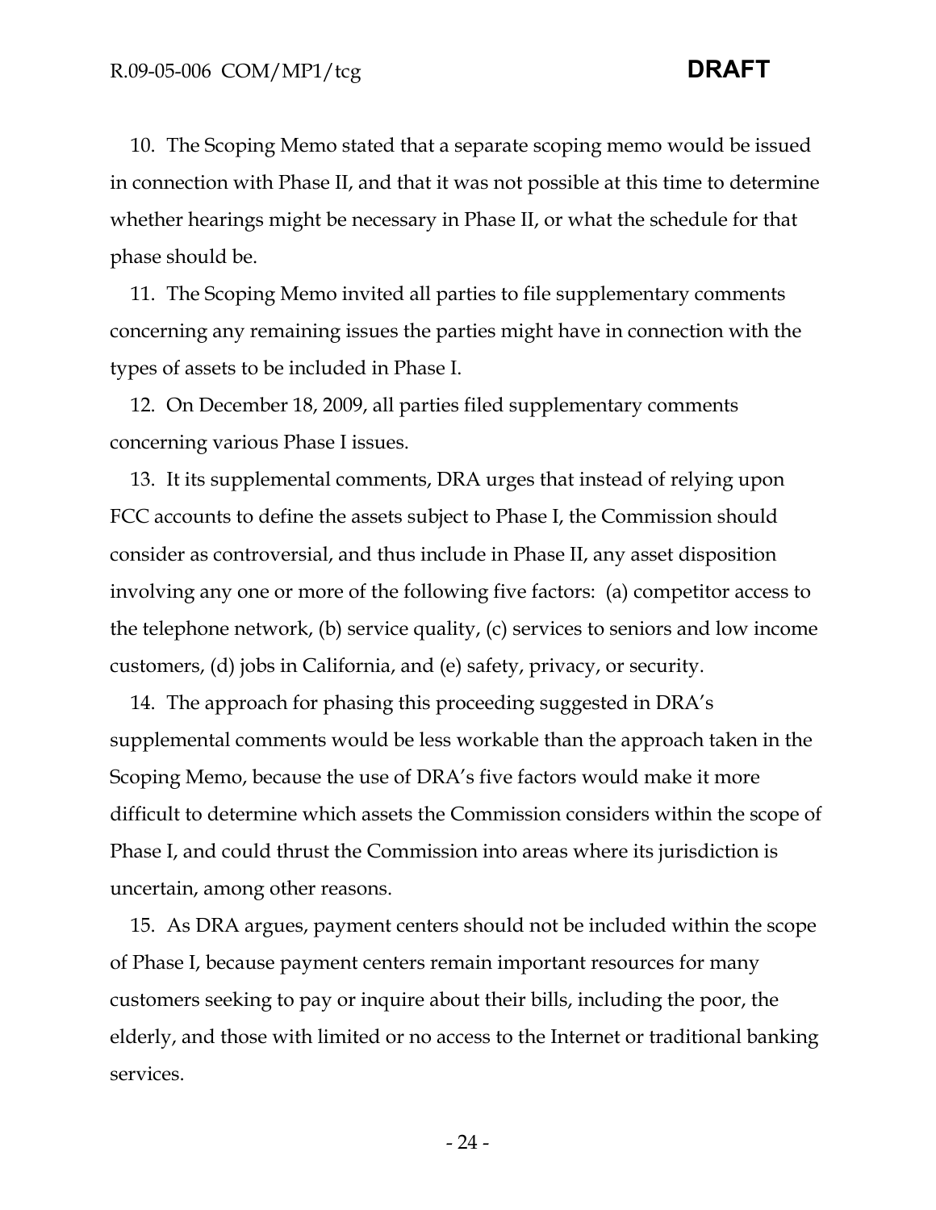10. The Scoping Memo stated that a separate scoping memo would be issued in connection with Phase II, and that it was not possible at this time to determine whether hearings might be necessary in Phase II, or what the schedule for that phase should be.

11. The Scoping Memo invited all parties to file supplementary comments concerning any remaining issues the parties might have in connection with the types of assets to be included in Phase I.

12. On December 18, 2009, all parties filed supplementary comments concerning various Phase I issues.

13. It its supplemental comments, DRA urges that instead of relying upon FCC accounts to define the assets subject to Phase I, the Commission should consider as controversial, and thus include in Phase II, any asset disposition involving any one or more of the following five factors: (a) competitor access to the telephone network, (b) service quality, (c) services to seniors and low income customers, (d) jobs in California, and (e) safety, privacy, or security.

14. The approach for phasing this proceeding suggested in DRA's supplemental comments would be less workable than the approach taken in the Scoping Memo, because the use of DRA's five factors would make it more difficult to determine which assets the Commission considers within the scope of Phase I, and could thrust the Commission into areas where its jurisdiction is uncertain, among other reasons.

15. As DRA argues, payment centers should not be included within the scope of Phase I, because payment centers remain important resources for many customers seeking to pay or inquire about their bills, including the poor, the elderly, and those with limited or no access to the Internet or traditional banking services.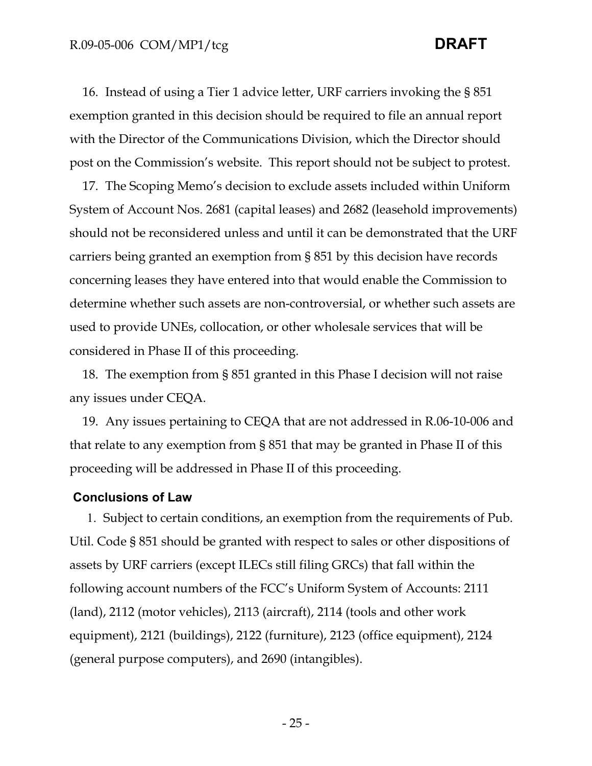16. Instead of using a Tier 1 advice letter, URF carriers invoking the § 851 exemption granted in this decision should be required to file an annual report with the Director of the Communications Division, which the Director should post on the Commission's website. This report should not be subject to protest.

17. The Scoping Memo's decision to exclude assets included within Uniform System of Account Nos. 2681 (capital leases) and 2682 (leasehold improvements) should not be reconsidered unless and until it can be demonstrated that the URF carriers being granted an exemption from § 851 by this decision have records concerning leases they have entered into that would enable the Commission to determine whether such assets are non-controversial, or whether such assets are used to provide UNEs, collocation, or other wholesale services that will be considered in Phase II of this proceeding.

18. The exemption from § 851 granted in this Phase I decision will not raise any issues under CEQA.

19. Any issues pertaining to CEQA that are not addressed in R.06-10-006 and that relate to any exemption from § 851 that may be granted in Phase II of this proceeding will be addressed in Phase II of this proceeding.

## Conclusions of Law

1. Subject to certain conditions, an exemption from the requirements of Pub. Util. Code § 851 should be granted with respect to sales or other dispositions of assets by URF carriers (except ILECs still filing GRCs) that fall within the following account numbers of the FCC's Uniform System of Accounts: 2111 (land), 2112 (motor vehicles), 2113 (aircraft), 2114 (tools and other work equipment), 2121 (buildings), 2122 (furniture), 2123 (office equipment), 2124 (general purpose computers), and 2690 (intangibles).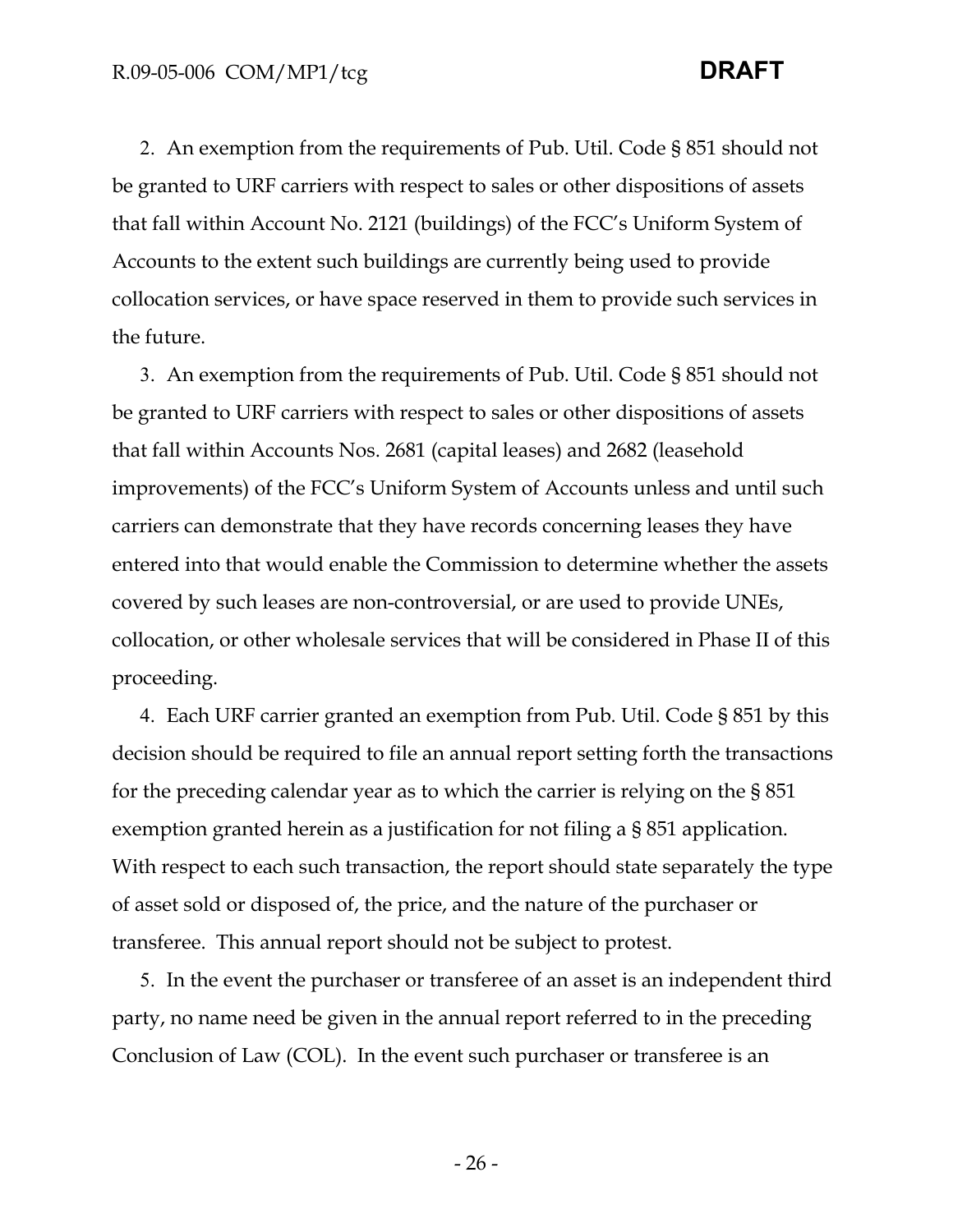2. An exemption from the requirements of Pub. Util. Code § 851 should not be granted to URF carriers with respect to sales or other dispositions of assets that fall within Account No. 2121 (buildings) of the FCC's Uniform System of Accounts to the extent such buildings are currently being used to provide collocation services, or have space reserved in them to provide such services in the future.

3. An exemption from the requirements of Pub. Util. Code § 851 should not be granted to URF carriers with respect to sales or other dispositions of assets that fall within Accounts Nos. 2681 (capital leases) and 2682 (leasehold improvements) of the FCC's Uniform System of Accounts unless and until such carriers can demonstrate that they have records concerning leases they have entered into that would enable the Commission to determine whether the assets covered by such leases are non-controversial, or are used to provide UNEs, collocation, or other wholesale services that will be considered in Phase II of this proceeding.

4. Each URF carrier granted an exemption from Pub. Util. Code § 851 by this decision should be required to file an annual report setting forth the transactions for the preceding calendar year as to which the carrier is relying on the § 851 exemption granted herein as a justification for not filing a § 851 application. With respect to each such transaction, the report should state separately the type of asset sold or disposed of, the price, and the nature of the purchaser or transferee. This annual report should not be subject to protest.

5. In the event the purchaser or transferee of an asset is an independent third party, no name need be given in the annual report referred to in the preceding Conclusion of Law (COL). In the event such purchaser or transferee is an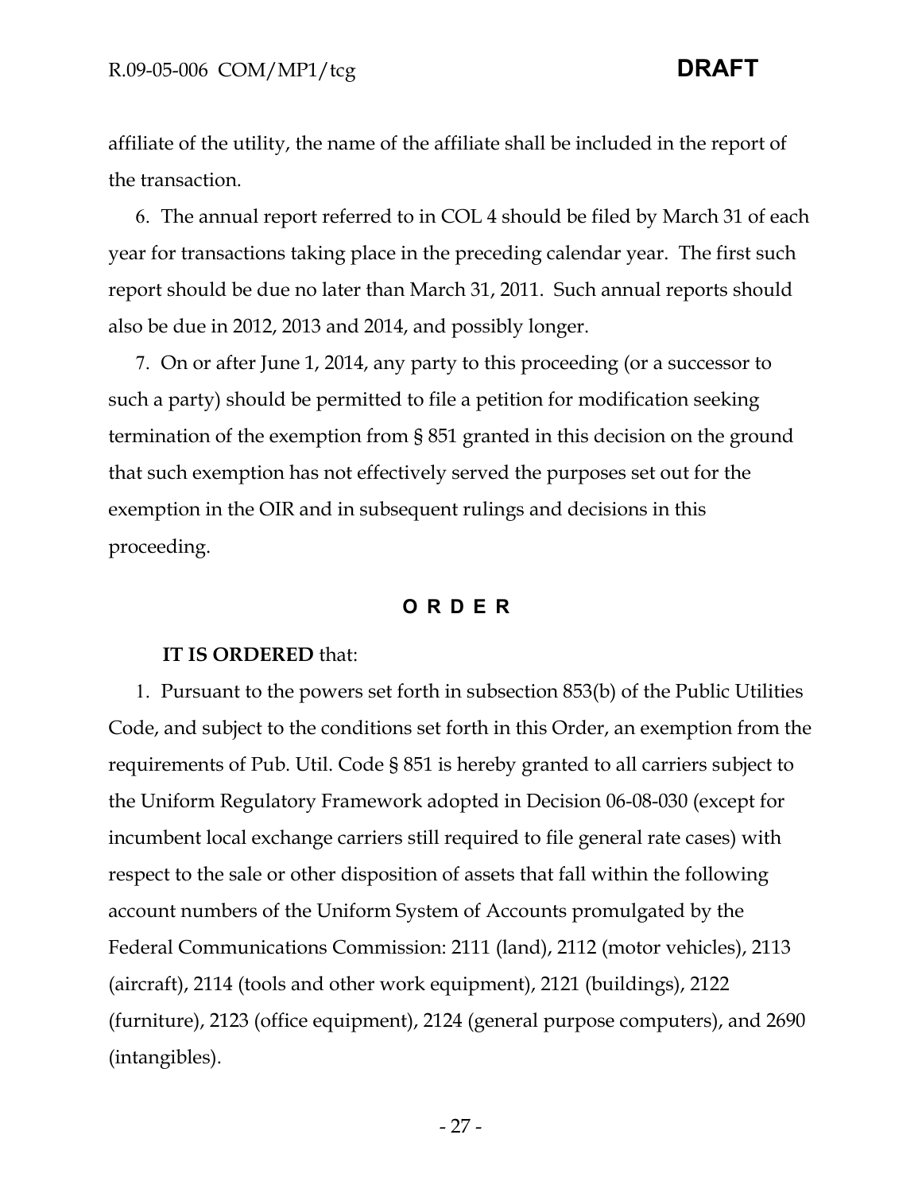affiliate of the utility, the name of the affiliate shall be included in the report of the transaction.

6. The annual report referred to in COL 4 should be filed by March 31 of each year for transactions taking place in the preceding calendar year. The first such report should be due no later than March 31, 2011. Such annual reports should also be due in 2012, 2013 and 2014, and possibly longer.

7. On or after June 1, 2014, any party to this proceeding (or a successor to such a party) should be permitted to file a petition for modification seeking termination of the exemption from § 851 granted in this decision on the ground that such exemption has not effectively served the purposes set out for the exemption in the OIR and in subsequent rulings and decisions in this proceeding.

## O R D E R

**IT IS ORDERED** that:

1. Pursuant to the powers set forth in subsection 853(b) of the Public Utilities Code, and subject to the conditions set forth in this Order, an exemption from the requirements of Pub. Util. Code § 851 is hereby granted to all carriers subject to the Uniform Regulatory Framework adopted in Decision 06-08-030 (except for incumbent local exchange carriers still required to file general rate cases) with respect to the sale or other disposition of assets that fall within the following account numbers of the Uniform System of Accounts promulgated by the Federal Communications Commission: 2111 (land), 2112 (motor vehicles), 2113 (aircraft), 2114 (tools and other work equipment), 2121 (buildings), 2122 (furniture), 2123 (office equipment), 2124 (general purpose computers), and 2690 (intangibles).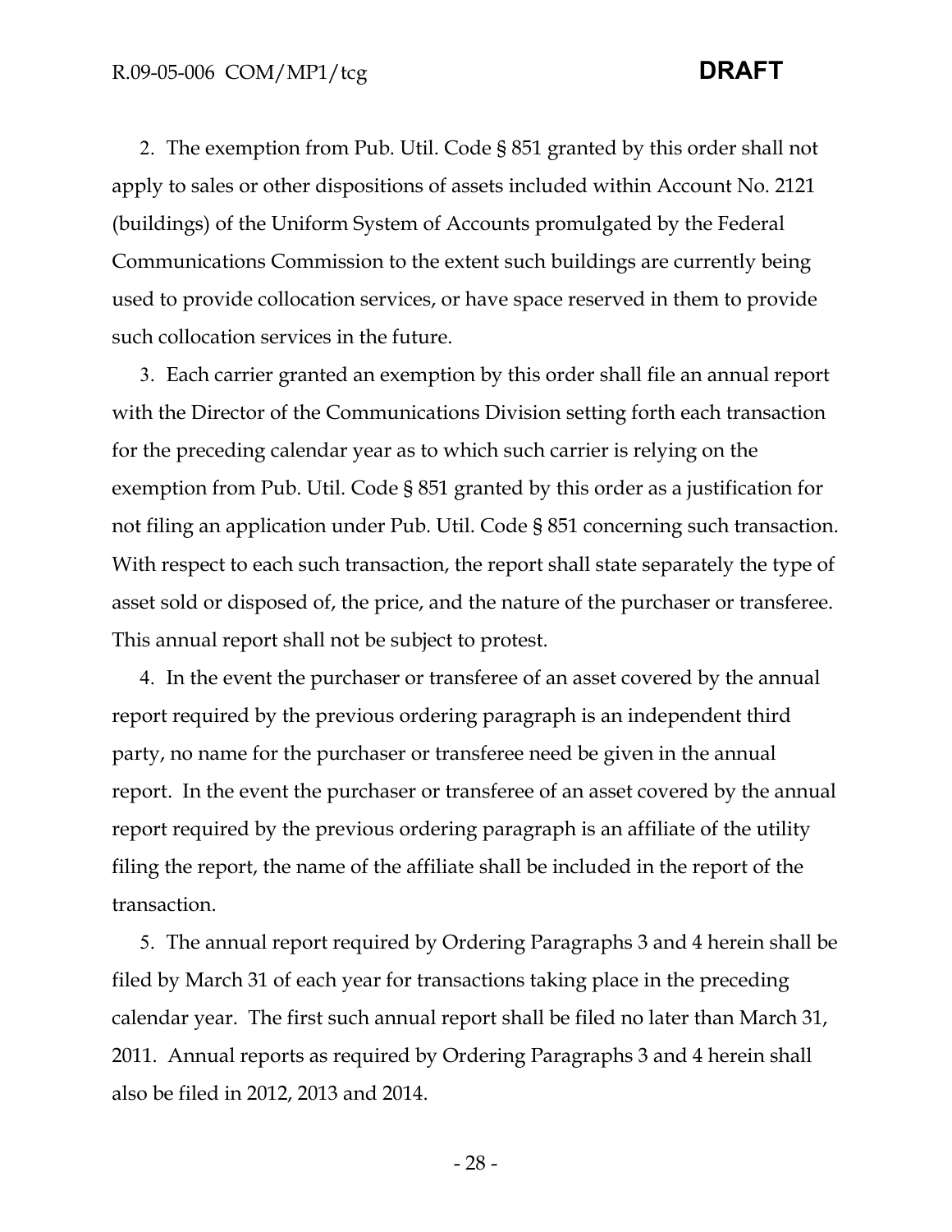2. The exemption from Pub. Util. Code § 851 granted by this order shall not apply to sales or other dispositions of assets included within Account No. 2121 (buildings) of the Uniform System of Accounts promulgated by the Federal Communications Commission to the extent such buildings are currently being used to provide collocation services, or have space reserved in them to provide such collocation services in the future.

3. Each carrier granted an exemption by this order shall file an annual report with the Director of the Communications Division setting forth each transaction for the preceding calendar year as to which such carrier is relying on the exemption from Pub. Util. Code § 851 granted by this order as a justification for not filing an application under Pub. Util. Code § 851 concerning such transaction. With respect to each such transaction, the report shall state separately the type of asset sold or disposed of, the price, and the nature of the purchaser or transferee. This annual report shall not be subject to protest.

4. In the event the purchaser or transferee of an asset covered by the annual report required by the previous ordering paragraph is an independent third party, no name for the purchaser or transferee need be given in the annual report. In the event the purchaser or transferee of an asset covered by the annual report required by the previous ordering paragraph is an affiliate of the utility filing the report, the name of the affiliate shall be included in the report of the transaction.

5. The annual report required by Ordering Paragraphs 3 and 4 herein shall be filed by March 31 of each year for transactions taking place in the preceding calendar year. The first such annual report shall be filed no later than March 31, 2011. Annual reports as required by Ordering Paragraphs 3 and 4 herein shall also be filed in 2012, 2013 and 2014.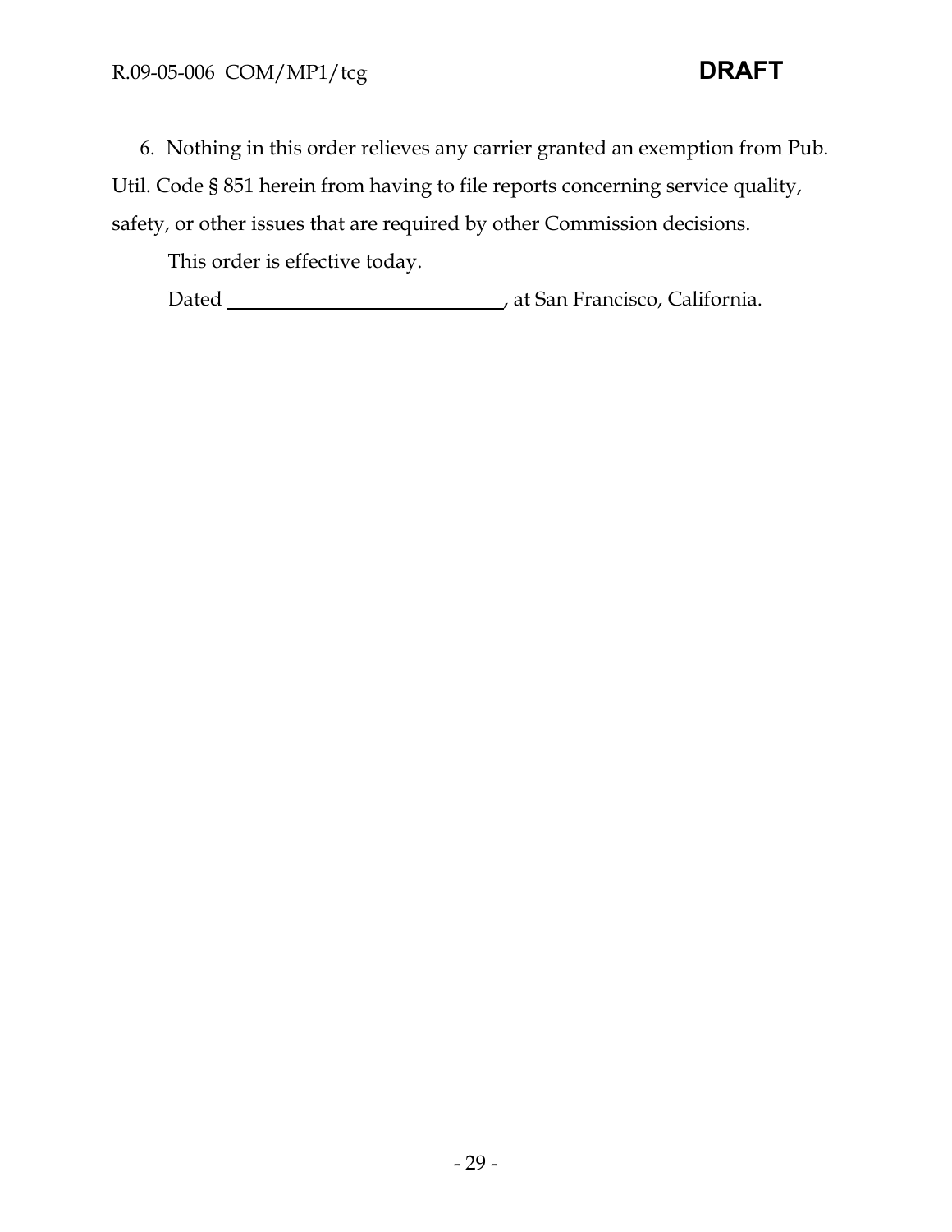6. Nothing in this order relieves any carrier granted an exemption from Pub. Util. Code § 851 herein from having to file reports concerning service quality, safety, or other issues that are required by other Commission decisions.

This order is effective today.

Dated \_\_\_\_\_\_\_\_\_\_\_\_\_\_\_\_\_\_\_\_\_\_\_\_\_\_\_\_, at San Francisco, California.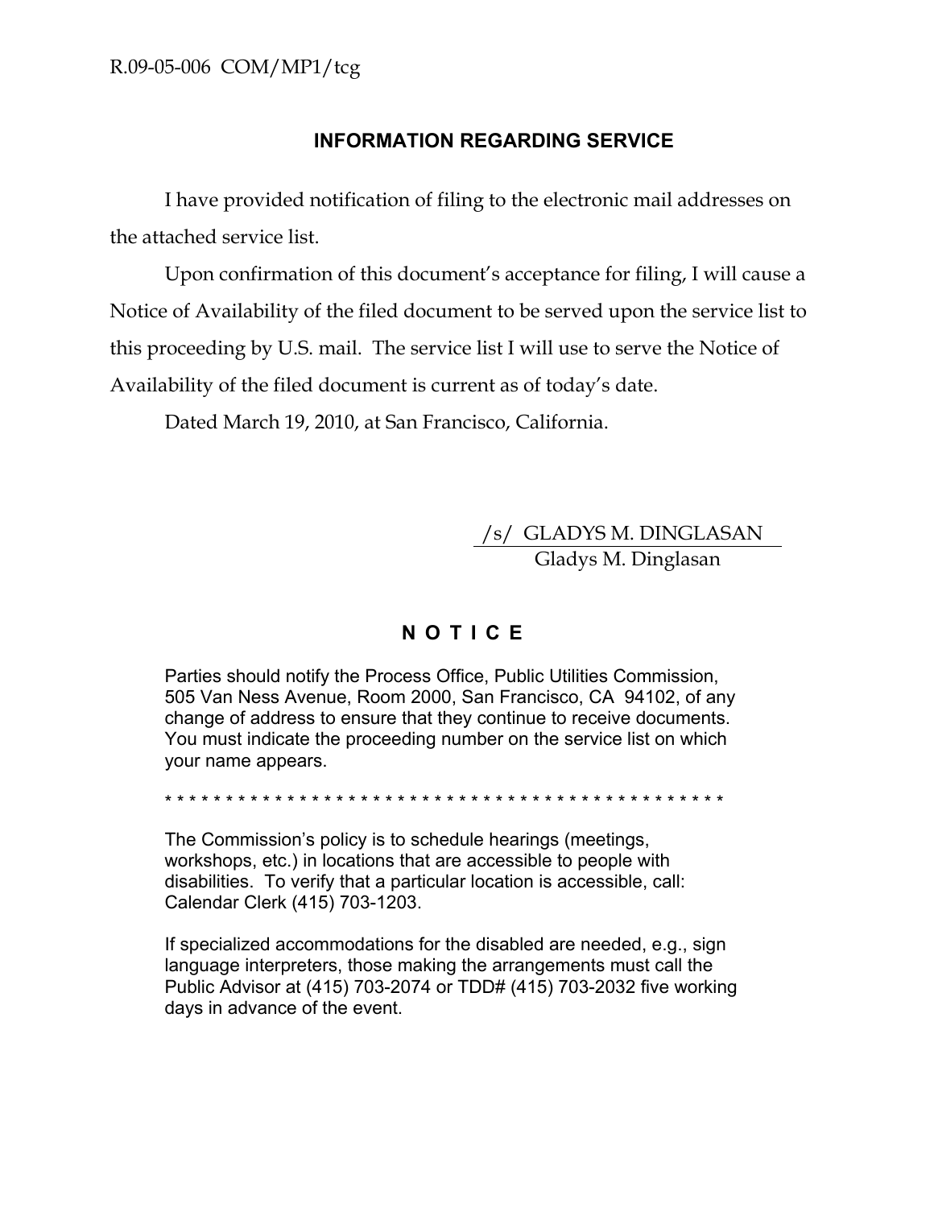## INFORMATION REGARDING SERVICE

I have provided notification of filing to the electronic mail addresses on the attached service list.

Upon confirmation of this document's acceptance for filing, I will cause a Notice of Availability of the filed document to be served upon the service list to this proceeding by U.S. mail. The service list I will use to serve the Notice of Availability of the filed document is current as of today's date.

Dated March 19, 2010, at San Francisco, California.

/s/ GLADYS M. DINGLASAN
Gladys M. Dinglasan

## N O T I C E

Parties should notify the Process Office, Public Utilities Commission, 505 Van Ness Avenue, Room 2000, San Francisco, CA 94102, of any change of address to ensure that they continue to receive documents. You must indicate the proceeding number on the service list on which your name appears.

* * * * * * * * * * * * * * * * * * * * * * * * * * * * * * * * * * * * * * * * * * * * * * * * * *

The Commission's policy is to schedule hearings (meetings, workshops, etc.) in locations that are accessible to people with disabilities. To verify that a particular location is accessible, call: Calendar Clerk (415) 703-1203.

If specialized accommodations for the disabled are needed, e.g., sign language interpreters, those making the arrangements must call the Public Advisor at (415) 703-2074 or TDD# (415) 703-2032 five working days in advance of the event.